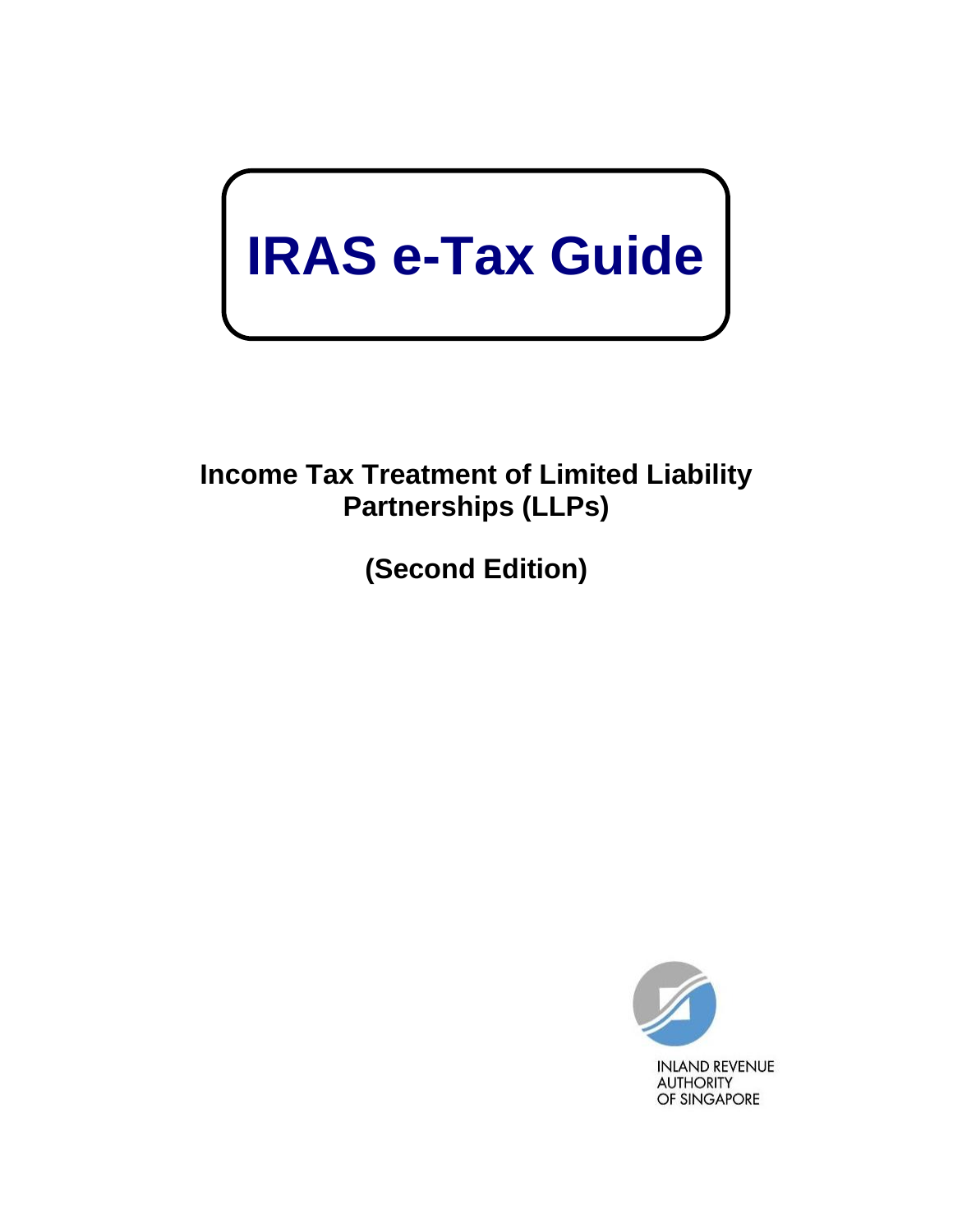# IRAS e-Tax Guide

## Income Tax Treatment of Limited Liability Partnerships (LLPs)

## (Second Edition)

INLAND REVENUE AUTHORITY OF SINGAPORE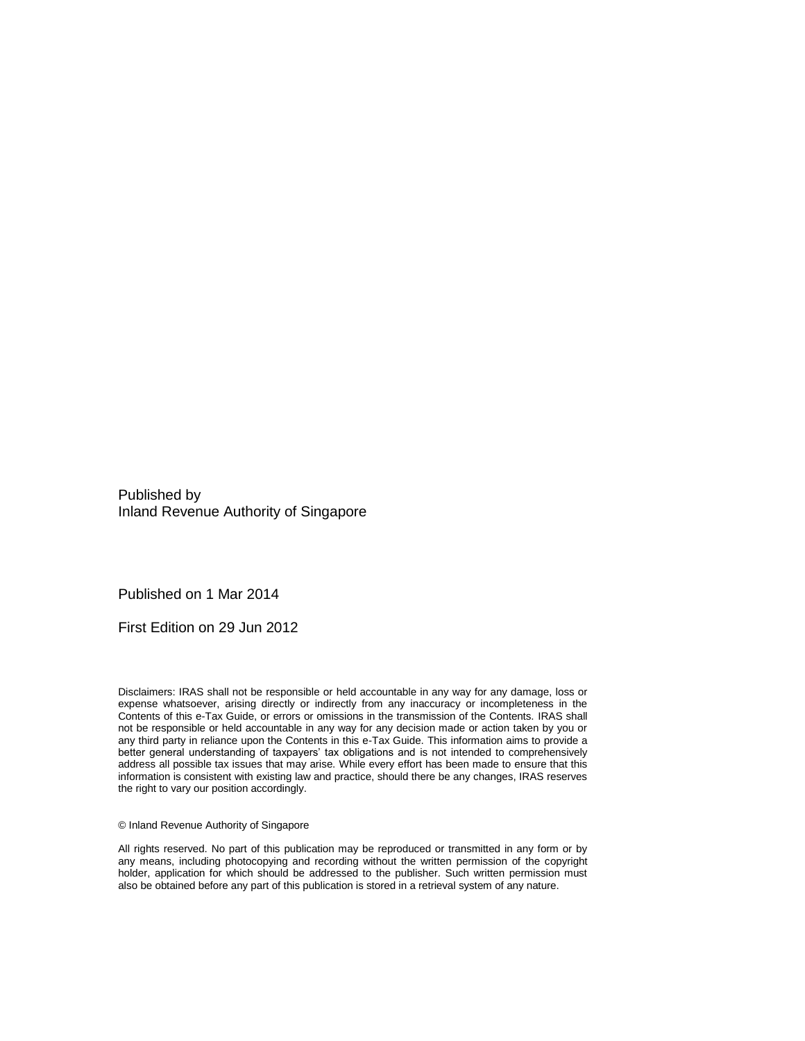Published by
Inland Revenue Authority of Singapore

Published on 1 Mar 2014

First Edition on 29 Jun 2012

Disclaimers: IRAS shall not be responsible or held accountable in any way for any damage, loss or expense whatsoever, arising directly or indirectly from any inaccuracy or incompleteness in the Contents of this e-Tax Guide, or errors or omissions in the transmission of the Contents. IRAS shall not be responsible or held accountable in any way for any decision made or action taken by you or any third party in reliance upon the Contents in this e-Tax Guide. This information aims to provide a better general understanding of taxpayers' tax obligations and is not intended to comprehensively address all possible tax issues that may arise. While every effort has been made to ensure that this information is consistent with existing law and practice, should there be any changes, IRAS reserves the right to vary our position accordingly.

© Inland Revenue Authority of Singapore

All rights reserved. No part of this publication may be reproduced or transmitted in any form or by any means, including photocopying and recording without the written permission of the copyright holder, application for which should be addressed to the publisher. Such written permission must also be obtained before any part of this publication is stored in a retrieval system of any nature.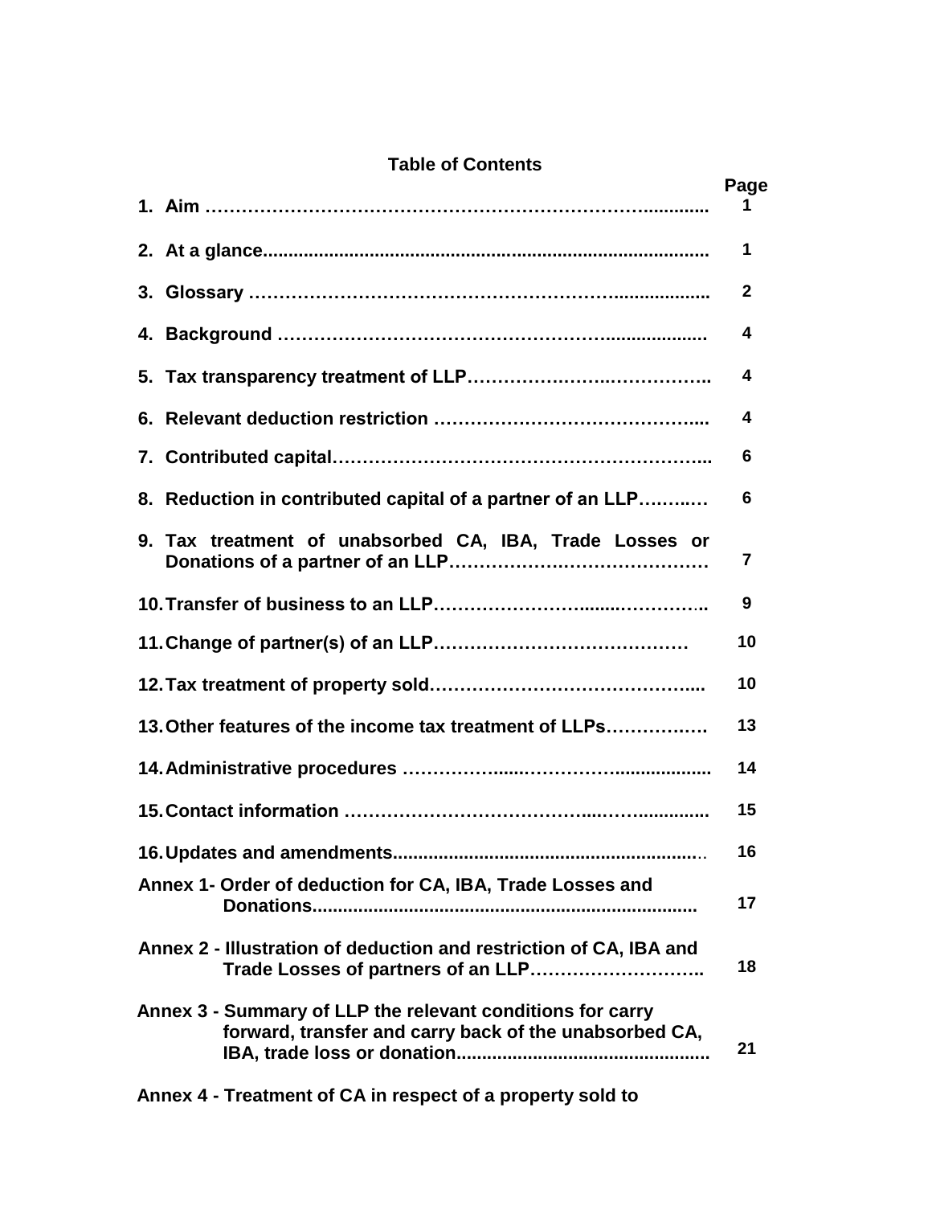# Table of Contents

| | Page |
|---|---|
| 1. Aim | 1 |
| 2. At a glance | 1 |
| 3. Glossary | 2 |
| 4. Background | 4 |
| 5. Tax transparency treatment of LLP | 4 |
| 6. Relevant deduction restriction | 4 |
| 7. Contributed capital | 6 |
| 8. Reduction in contributed capital of a partner of an LLP | 6 |
| 9. Tax treatment of unabsorbed CA, IBA, Trade Losses or Donations of a partner of an LLP | 7 |
| 10. Transfer of business to an LLP | 9 |
| 11. Change of partner(s) of an LLP | 10 |
| 12. Tax treatment of property sold | 10 |
| 13. Other features of the income tax treatment of LLPs | 13 |
| 14. Administrative procedures | 14 |
| 15. Contact information | 15 |
| 16. Updates and amendments | 16 |
| Annex 1- Order of deduction for CA, IBA, Trade Losses and Donations | 17 |
| Annex 2 - Illustration of deduction and restriction of CA, IBA and Trade Losses of partners of an LLP | 18 |
| Annex 3 - Summary of LLP the relevant conditions for carry forward, transfer and carry back of the unabsorbed CA, IBA, trade loss or donation | 21 |
| Annex 4 - Treatment of CA in respect of a property sold to | |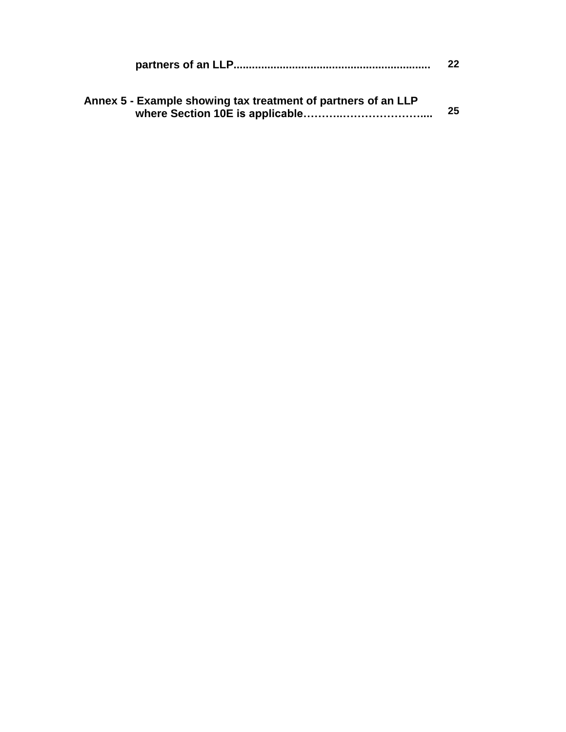**partners of an LLP............................................................** **22**

**Annex 5 - Example showing tax treatment of partners of an LLP where Section 10E is applicable……….…………………….....** **25**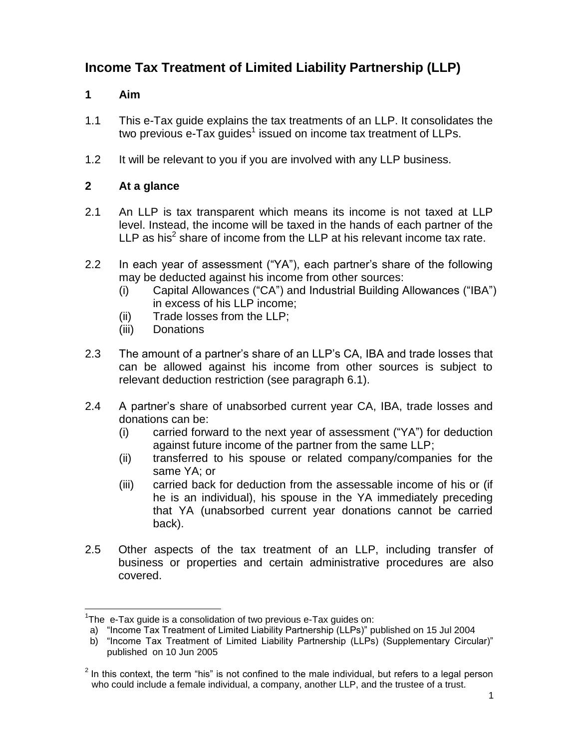# Income Tax Treatment of Limited Liability Partnership (LLP)

## 1 Aim

1.1 This e-Tax guide explains the tax treatments of an LLP. It consolidates the two previous e-Tax guides[1] issued on income tax treatment of LLPs.

1.2 It will be relevant to you if you are involved with any LLP business.

## 2 At a glance

2.1 An LLP is tax transparent which means its income is not taxed at LLP level. Instead, the income will be taxed in the hands of each partner of the LLP as his[2] share of income from the LLP at his relevant income tax rate.

2.2 In each year of assessment ("YA"), each partner's share of the following may be deducted against his income from other sources:

(i) Capital Allowances ("CA") and Industrial Building Allowances ("IBA") in excess of his LLP income;

(ii) Trade losses from the LLP;

(iii) Donations

2.3 The amount of a partner's share of an LLP's CA, IBA and trade losses that can be allowed against his income from other sources is subject to relevant deduction restriction (see paragraph 6.1).

2.4 A partner's share of unabsorbed current year CA, IBA, trade losses and donations can be:

(i) carried forward to the next year of assessment ("YA") for deduction against future income of the partner from the same LLP;

(ii) transferred to his spouse or related company/companies for the same YA; or

(iii) carried back for deduction from the assessable income of his or (if he is an individual), his spouse in the YA immediately preceding that YA (unabsorbed current year donations cannot be carried back).

2.5 Other aspects of the tax treatment of an LLP, including transfer of business or properties and certain administrative procedures are also covered.

---

[1] The e-Tax guide is a consolidation of two previous e-Tax guides on:

a) "Income Tax Treatment of Limited Liability Partnership (LLPs)" published on 15 Jul 2004

b) "Income Tax Treatment of Limited Liability Partnership (LLPs) (Supplementary Circular)" published on 10 Jun 2005

[2] In this context, the term "his" is not confined to the male individual, but refers to a legal person who could include a female individual, a company, another LLP, and the trustee of a trust.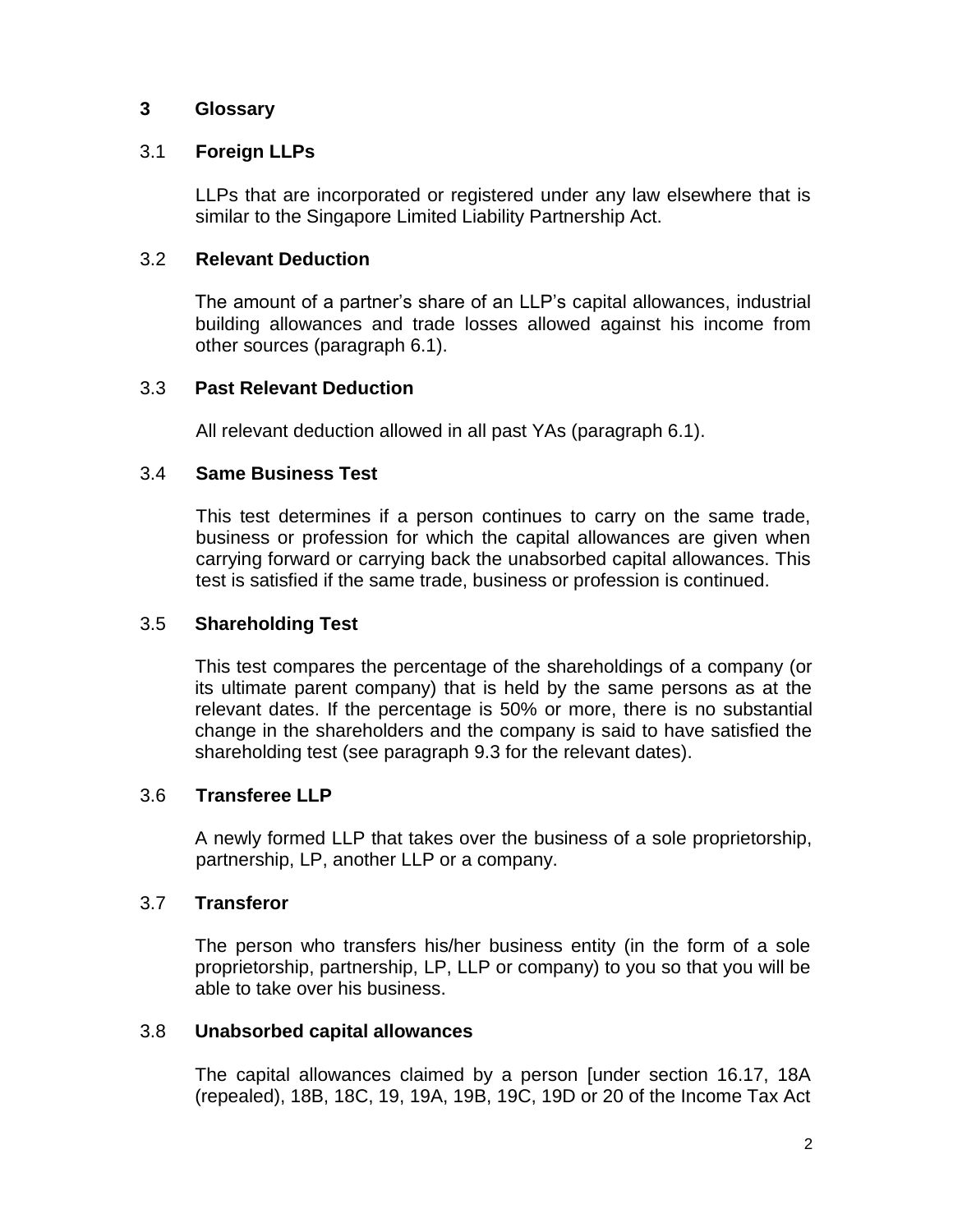## 3 Glossary

### 3.1 Foreign LLPs

LLPs that are incorporated or registered under any law elsewhere that is similar to the Singapore Limited Liability Partnership Act.

### 3.2 Relevant Deduction

The amount of a partner's share of an LLP's capital allowances, industrial building allowances and trade losses allowed against his income from other sources (paragraph 6.1).

### 3.3 Past Relevant Deduction

All relevant deduction allowed in all past YAs (paragraph 6.1).

### 3.4 Same Business Test

This test determines if a person continues to carry on the same trade, business or profession for which the capital allowances are given when carrying forward or carrying back the unabsorbed capital allowances. This test is satisfied if the same trade, business or profession is continued.

### 3.5 Shareholding Test

This test compares the percentage of the shareholdings of a company (or its ultimate parent company) that is held by the same persons as at the relevant dates. If the percentage is 50% or more, there is no substantial change in the shareholders and the company is said to have satisfied the shareholding test (see paragraph 9.3 for the relevant dates).

### 3.6 Transferee LLP

A newly formed LLP that takes over the business of a sole proprietorship, partnership, LP, another LLP or a company.

### 3.7 Transferor

The person who transfers his/her business entity (in the form of a sole proprietorship, partnership, LP, LLP or company) to you so that you will be able to take over his business.

### 3.8 Unabsorbed capital allowances

The capital allowances claimed by a person [under section 16.17, 18A (repealed), 18B, 18C, 19, 19A, 19B, 19C, 19D or 20 of the Income Tax Act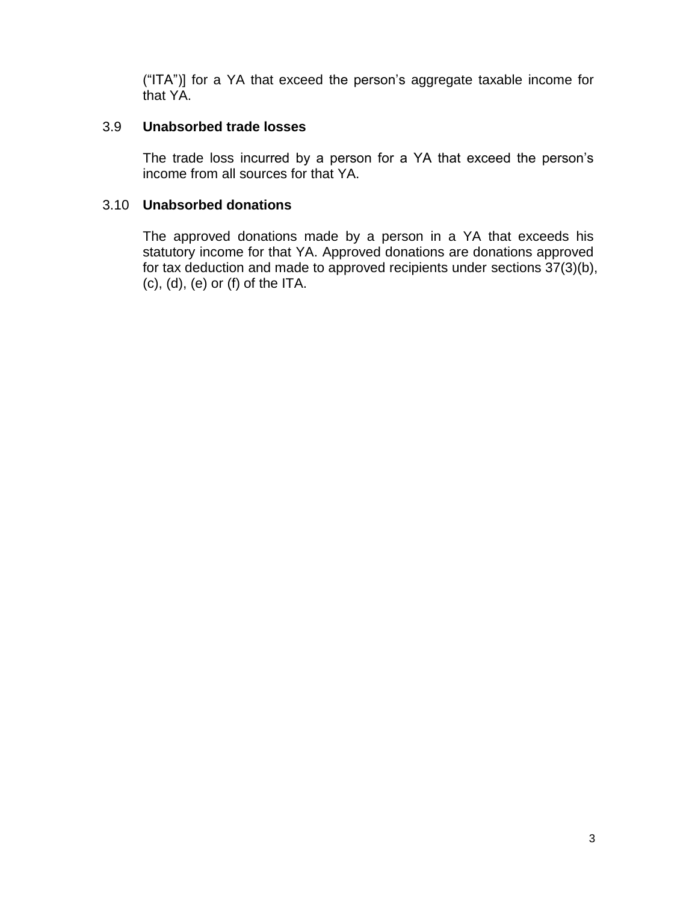("ITA")] for a YA that exceed the person's aggregate taxable income for that YA.

### 3.9 Unabsorbed trade losses

The trade loss incurred by a person for a YA that exceed the person's income from all sources for that YA.

### 3.10 Unabsorbed donations

The approved donations made by a person in a YA that exceeds his statutory income for that YA. Approved donations are donations approved for tax deduction and made to approved recipients under sections 37(3)(b), (c), (d), (e) or (f) of the ITA.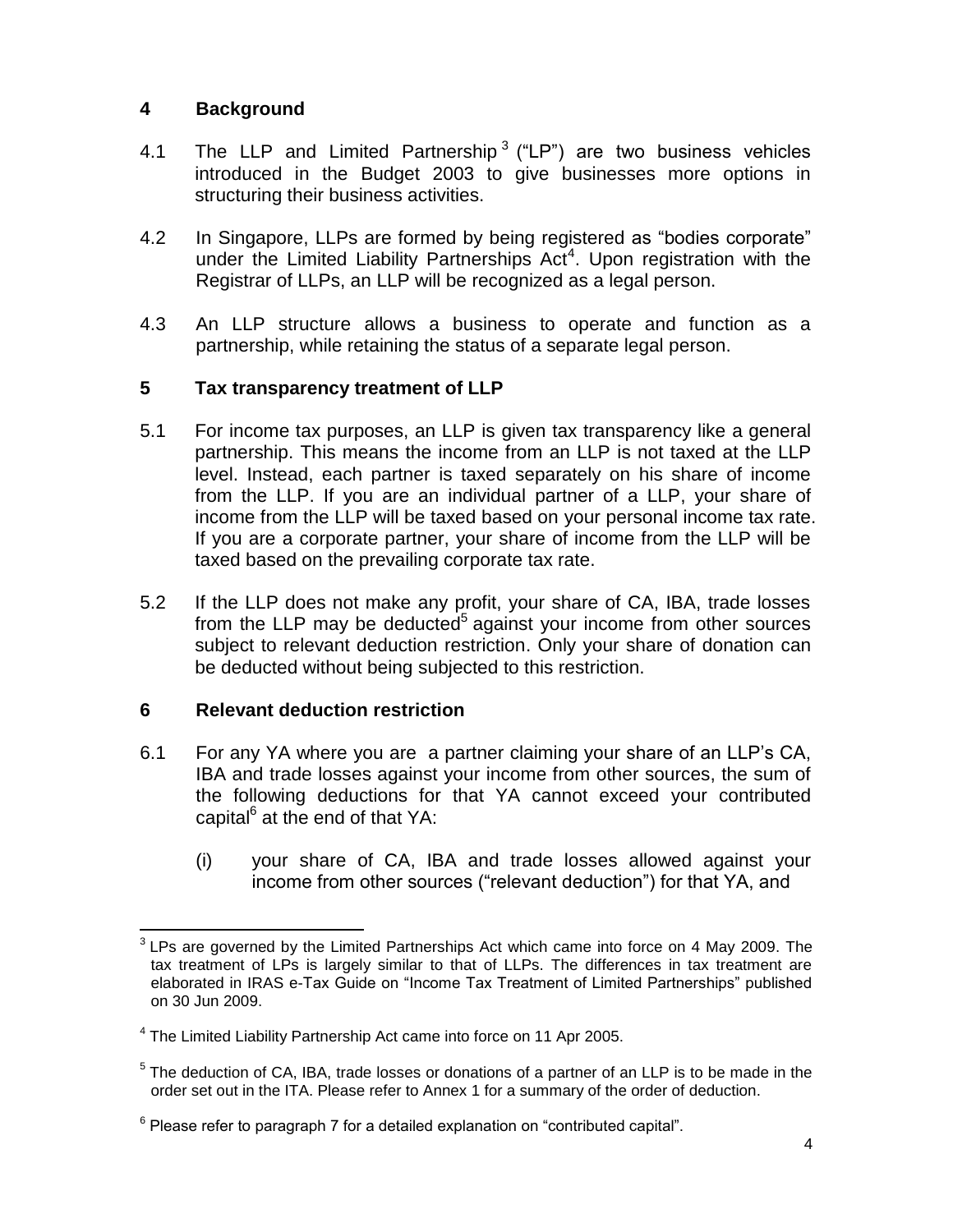## 4 Background

4.1 The LLP and Limited Partnership[3] ("LP") are two business vehicles introduced in the Budget 2003 to give businesses more options in structuring their business activities.

4.2 In Singapore, LLPs are formed by being registered as "bodies corporate" under the Limited Liability Partnerships Act[4]. Upon registration with the Registrar of LLPs, an LLP will be recognized as a legal person.

4.3 An LLP structure allows a business to operate and function as a partnership, while retaining the status of a separate legal person.

## 5 Tax transparency treatment of LLP

5.1 For income tax purposes, an LLP is given tax transparency like a general partnership. This means the income from an LLP is not taxed at the LLP level. Instead, each partner is taxed separately on his share of income from the LLP. If you are an individual partner of a LLP, your share of income from the LLP will be taxed based on your personal income tax rate. If you are a corporate partner, your share of income from the LLP will be taxed based on the prevailing corporate tax rate.

5.2 If the LLP does not make any profit, your share of CA, IBA, trade losses from the LLP may be deducted[5] against your income from other sources subject to relevant deduction restriction. Only your share of donation can be deducted without being subjected to this restriction.

## 6 Relevant deduction restriction

6.1 For any YA where you are a partner claiming your share of an LLP's CA, IBA and trade losses against your income from other sources, the sum of the following deductions for that YA cannot exceed your contributed capital[6] at the end of that YA:

(i) your share of CA, IBA and trade losses allowed against your income from other sources ("relevant deduction") for that YA, and

---

[3] LPs are governed by the Limited Partnerships Act which came into force on 4 May 2009. The tax treatment of LPs is largely similar to that of LLPs. The differences in tax treatment are elaborated in IRAS e-Tax Guide on "Income Tax Treatment of Limited Partnerships" published on 30 Jun 2009.

[4] The Limited Liability Partnership Act came into force on 11 Apr 2005.

[5] The deduction of CA, IBA, trade losses or donations of a partner of an LLP is to be made in the order set out in the ITA. Please refer to Annex 1 for a summary of the order of deduction.

[6] Please refer to paragraph 7 for a detailed explanation on "contributed capital".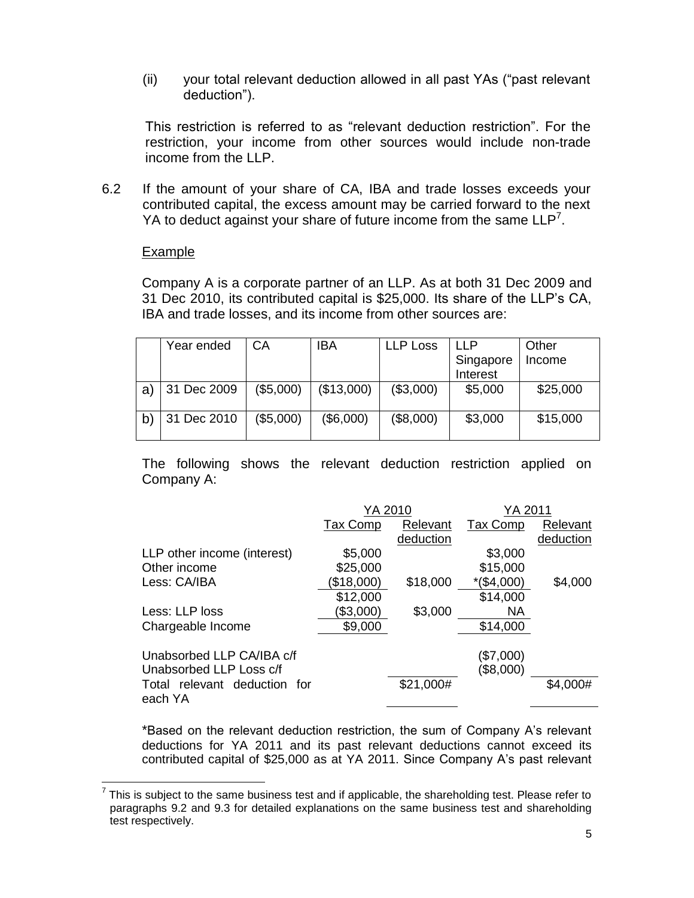(ii) your total relevant deduction allowed in all past YAs ("past relevant deduction").

This restriction is referred to as "relevant deduction restriction". For the restriction, your income from other sources would include non-trade income from the LLP.

6.2 If the amount of your share of CA, IBA and trade losses exceeds your contributed capital, the excess amount may be carried forward to the next YA to deduct against your share of future income from the same LLP[7].

Example

Company A is a corporate partner of an LLP. As at both 31 Dec 2009 and 31 Dec 2010, its contributed capital is $25,000. Its share of the LLP's CA, IBA and trade losses, and its income from other sources are:

| | Year ended | CA | IBA | LLP Loss | LLP Singapore Interest | Other Income |
|---|---|---|---|---|---|---|
| a) | 31 Dec 2009 | ($5,000) | ($13,000) | ($3,000) | $5,000 | $25,000 |
| b) | 31 Dec 2010 | ($5,000) | ($6,000) | ($8,000) | $3,000 | $15,000 |

The following shows the relevant deduction restriction applied on Company A:

| | YA 2010 | | YA 2011 | |
|---|---|---|---|---|
| | Tax Comp | Relevant deduction | Tax Comp | Relevant deduction |
| LLP other income (interest) | $5,000 | | $3,000 | |
| Other income | $25,000 | | $15,000 | |
| Less: CA/IBA | ($18,000) | $18,000 | *($4,000) | $4,000 |
| | $12,000 | | $14,000 | |
| Less: LLP loss | ($3,000) | $3,000 | NA | |
| Chargeable Income | $9,000 | | $14,000 | |
| Unabsorbed LLP CA/IBA c/f | | | ($7,000) | |
| Unabsorbed LLP Loss c/f | | | ($8,000) | |
| Total relevant deduction for each YA | | $21,000# | | $4,000# |

*Based on the relevant deduction restriction, the sum of Company A's relevant deductions for YA 2011 and its past relevant deductions cannot exceed its contributed capital of $25,000 as at YA 2011. Since Company A's past relevant

[7] This is subject to the same business test and if applicable, the shareholding test. Please refer to paragraphs 9.2 and 9.3 for detailed explanations on the same business test and shareholding test respectively.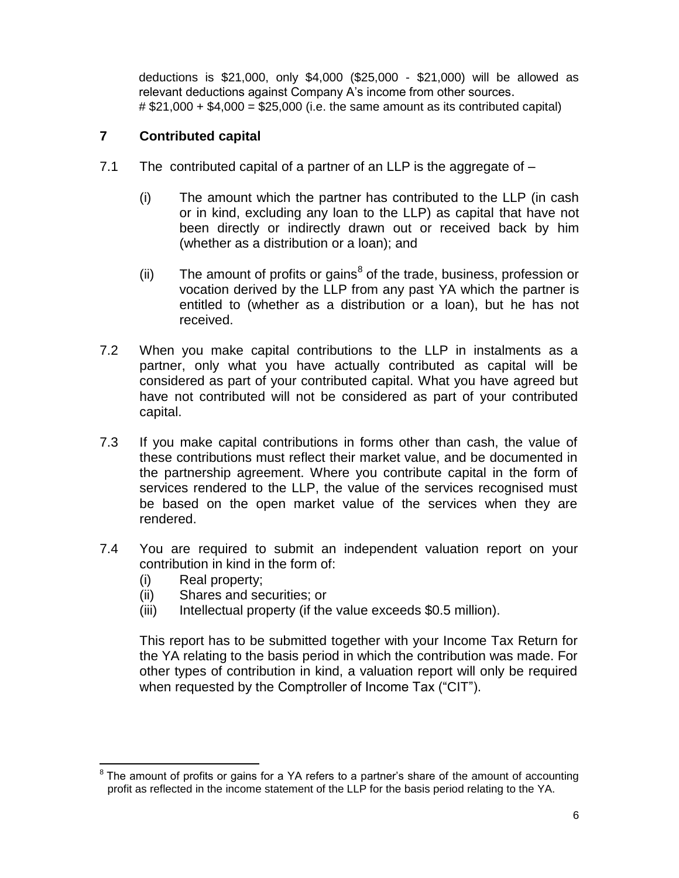deductions is $21,000, only $4,000 ($25,000 - $21,000) will be allowed as relevant deductions against Company A's income from other sources.
# $21,000 + $4,000 = $25,000 (i.e. the same amount as its contributed capital)

## 7 Contributed capital

7.1 The contributed capital of a partner of an LLP is the aggregate of –

(i) The amount which the partner has contributed to the LLP (in cash or in kind, excluding any loan to the LLP) as capital that have not been directly or indirectly drawn out or received back by him (whether as a distribution or a loan); and

(ii) The amount of profits or gains[8] of the trade, business, profession or vocation derived by the LLP from any past YA which the partner is entitled to (whether as a distribution or a loan), but he has not received.

7.2 When you make capital contributions to the LLP in instalments as a partner, only what you have actually contributed as capital will be considered as part of your contributed capital. What you have agreed but have not contributed will not be considered as part of your contributed capital.

7.3 If you make capital contributions in forms other than cash, the value of these contributions must reflect their market value, and be documented in the partnership agreement. Where you contribute capital in the form of services rendered to the LLP, the value of the services recognised must be based on the open market value of the services when they are rendered.

7.4 You are required to submit an independent valuation report on your contribution in kind in the form of:

(i) Real property;
(ii) Shares and securities; or
(iii) Intellectual property (if the value exceeds $0.5 million).

This report has to be submitted together with your Income Tax Return for the YA relating to the basis period in which the contribution was made. For other types of contribution in kind, a valuation report will only be required when requested by the Comptroller of Income Tax ("CIT").

---

[8] The amount of profits or gains for a YA refers to a partner's share of the amount of accounting profit as reflected in the income statement of the LLP for the basis period relating to the YA.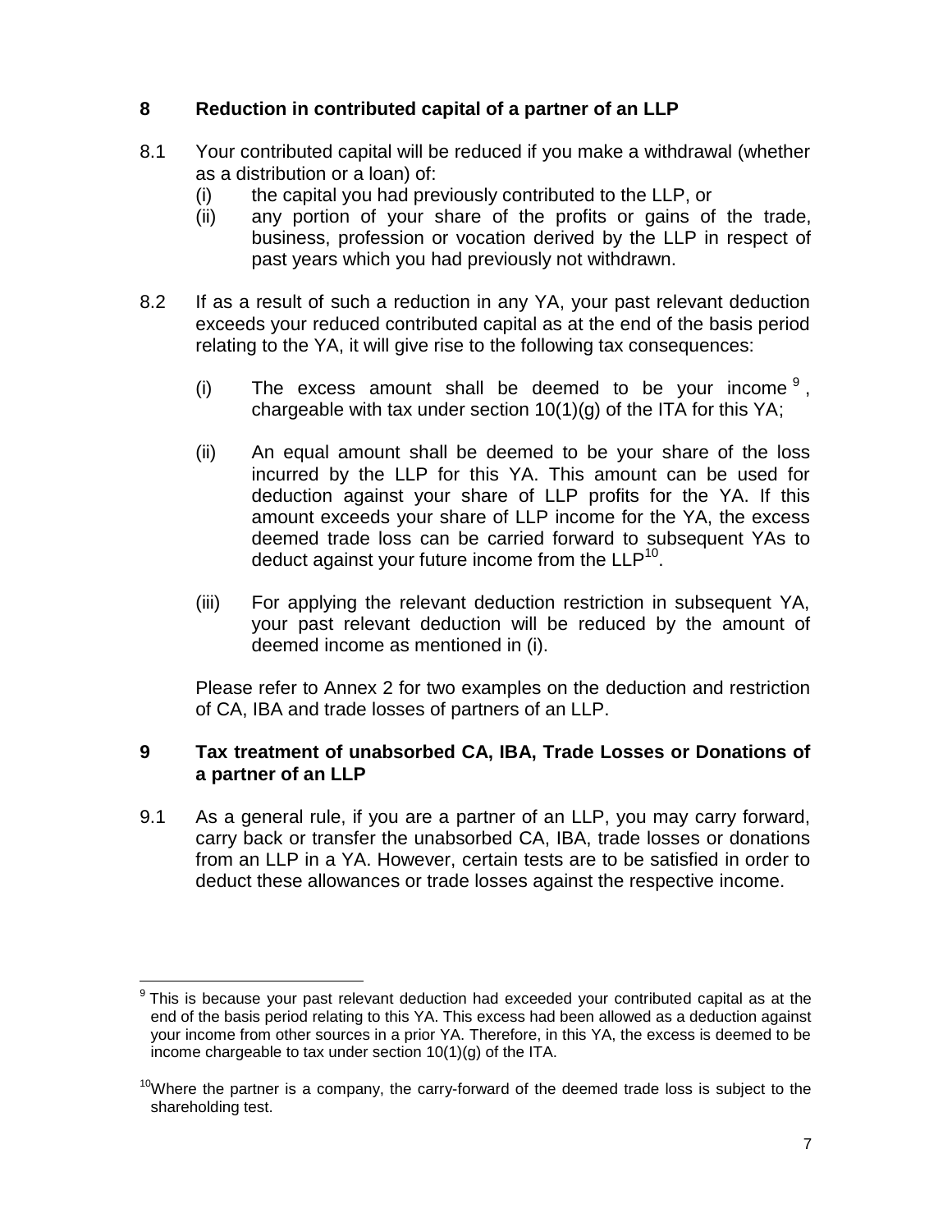## 8 Reduction in contributed capital of a partner of an LLP

8.1 Your contributed capital will be reduced if you make a withdrawal (whether as a distribution or a loan) of:

- (i) the capital you had previously contributed to the LLP, or
- (ii) any portion of your share of the profits or gains of the trade, business, profession or vocation derived by the LLP in respect of past years which you had previously not withdrawn.

8.2 If as a result of such a reduction in any YA, your past relevant deduction exceeds your reduced contributed capital as at the end of the basis period relating to the YA, it will give rise to the following tax consequences:

- (i) The excess amount shall be deemed to be your income [9], chargeable with tax under section 10(1)(g) of the ITA for this YA;
- (ii) An equal amount shall be deemed to be your share of the loss incurred by the LLP for this YA. This amount can be used for deduction against your share of LLP profits for the YA. If this amount exceeds your share of LLP income for the YA, the excess deemed trade loss can be carried forward to subsequent YAs to deduct against your future income from the LLP[10].
- (iii) For applying the relevant deduction restriction in subsequent YA, your past relevant deduction will be reduced by the amount of deemed income as mentioned in (i).

Please refer to Annex 2 for two examples on the deduction and restriction of CA, IBA and trade losses of partners of an LLP.

## 9 Tax treatment of unabsorbed CA, IBA, Trade Losses or Donations of a partner of an LLP

9.1 As a general rule, if you are a partner of an LLP, you may carry forward, carry back or transfer the unabsorbed CA, IBA, trade losses or donations from an LLP in a YA. However, certain tests are to be satisfied in order to deduct these allowances or trade losses against the respective income.

---

[9] This is because your past relevant deduction had exceeded your contributed capital as at the end of the basis period relating to this YA. This excess had been allowed as a deduction against your income from other sources in a prior YA. Therefore, in this YA, the excess is deemed to be income chargeable to tax under section 10(1)(g) of the ITA.

[10] Where the partner is a company, the carry-forward of the deemed trade loss is subject to the shareholding test.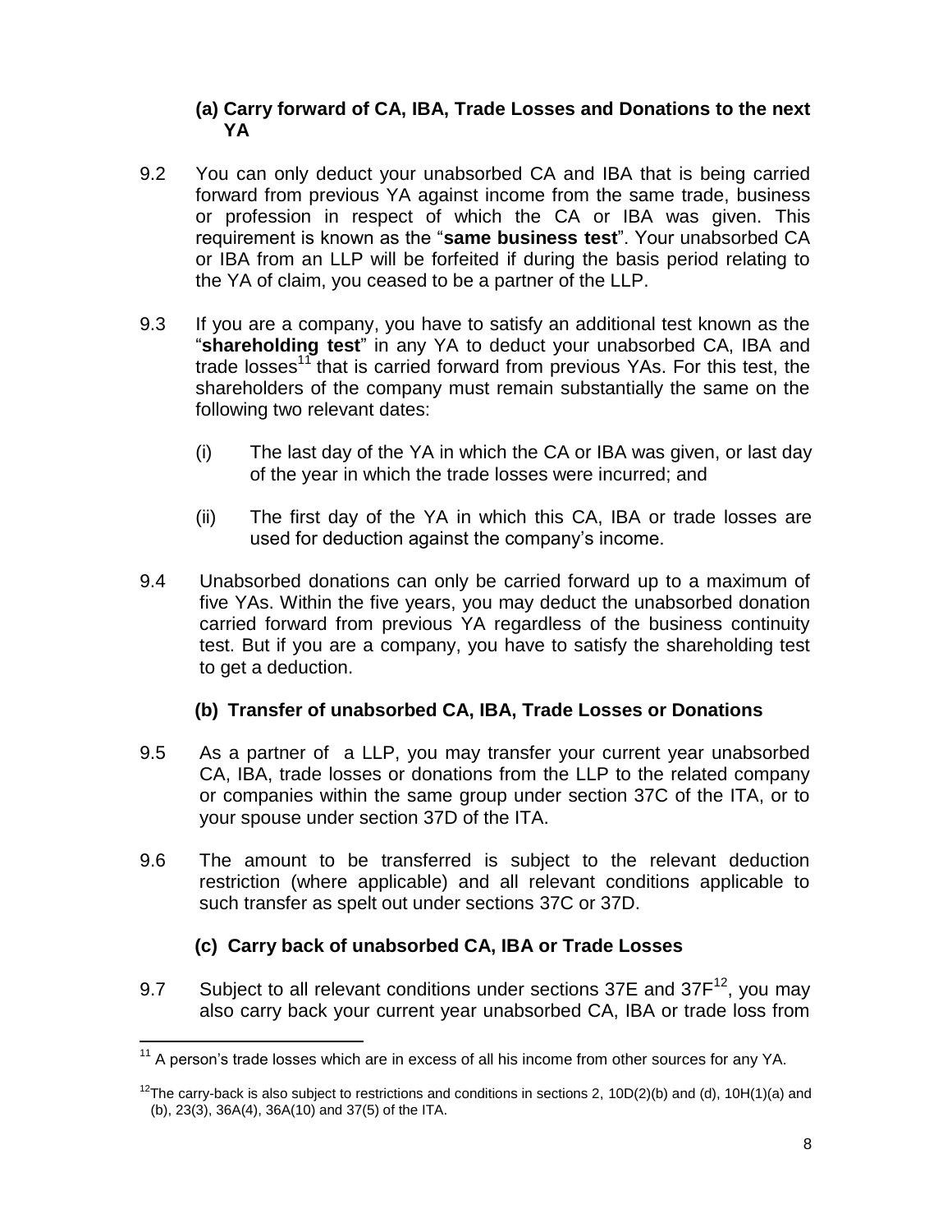### (a) Carry forward of CA, IBA, Trade Losses and Donations to the next YA

9.2 You can only deduct your unabsorbed CA and IBA that is being carried forward from previous YA against income from the same trade, business or profession in respect of which the CA or IBA was given. This requirement is known as the "**same business test**". Your unabsorbed CA or IBA from an LLP will be forfeited if during the basis period relating to the YA of claim, you ceased to be a partner of the LLP.

9.3 If you are a company, you have to satisfy an additional test known as the "**shareholding test**" in any YA to deduct your unabsorbed CA, IBA and trade losses[11] that is carried forward from previous YAs. For this test, the shareholders of the company must remain substantially the same on the following two relevant dates:

(i) The last day of the YA in which the CA or IBA was given, or last day of the year in which the trade losses were incurred; and

(ii) The first day of the YA in which this CA, IBA or trade losses are used for deduction against the company's income.

9.4 Unabsorbed donations can only be carried forward up to a maximum of five YAs. Within the five years, you may deduct the unabsorbed donation carried forward from previous YA regardless of the business continuity test. But if you are a company, you have to satisfy the shareholding test to get a deduction.

### (b) Transfer of unabsorbed CA, IBA, Trade Losses or Donations

9.5 As a partner of a LLP, you may transfer your current year unabsorbed CA, IBA, trade losses or donations from the LLP to the related company or companies within the same group under section 37C of the ITA, or to your spouse under section 37D of the ITA.

9.6 The amount to be transferred is subject to the relevant deduction restriction (where applicable) and all relevant conditions applicable to such transfer as spelt out under sections 37C or 37D.

### (c) Carry back of unabsorbed CA, IBA or Trade Losses

9.7 Subject to all relevant conditions under sections 37E and 37F[12], you may also carry back your current year unabsorbed CA, IBA or trade loss from

---

[11] A person's trade losses which are in excess of all his income from other sources for any YA.

[12] The carry-back is also subject to restrictions and conditions in sections 2, 10D(2)(b) and (d), 10H(1)(a) and (b), 23(3), 36A(4), 36A(10) and 37(5) of the ITA.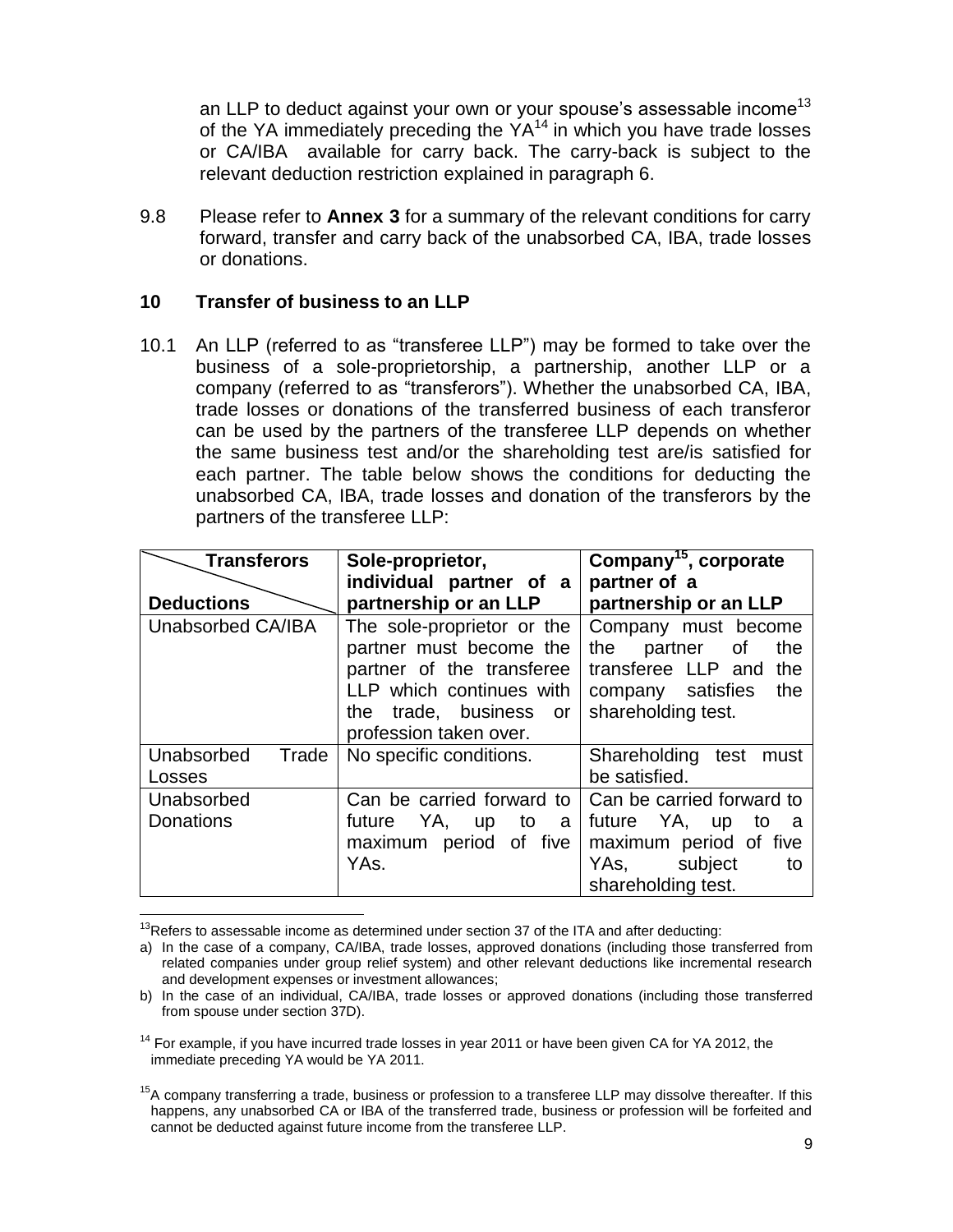an LLP to deduct against your own or your spouse's assessable income[13] of the YA immediately preceding the YA[14] in which you have trade losses or CA/IBA available for carry back. The carry-back is subject to the relevant deduction restriction explained in paragraph 6.

9.8 Please refer to **Annex 3** for a summary of the relevant conditions for carry forward, transfer and carry back of the unabsorbed CA, IBA, trade losses or donations.

## 10 Transfer of business to an LLP

10.1 An LLP (referred to as "transferee LLP") may be formed to take over the business of a sole-proprietorship, a partnership, another LLP or a company (referred to as "transferors"). Whether the unabsorbed CA, IBA, trade losses or donations of the transferred business of each transferor can be used by the partners of the transferee LLP depends on whether the same business test and/or the shareholding test are/is satisfied for each partner. The table below shows the conditions for deducting the unabsorbed CA, IBA, trade losses and donation of the transferors by the partners of the transferee LLP:

| **Transferors** / **Deductions** | **Sole-proprietor, individual partner of a partnership or an LLP** | **Company[15], corporate partner of a partnership or an LLP** |
|---|---|---|
| Unabsorbed CA/IBA | The sole-proprietor or the partner must become the partner of the transferee LLP which continues with the trade, business or profession taken over. | Company must become the partner of the transferee LLP and the company satisfies the shareholding test. |
| Unabsorbed Trade Losses | No specific conditions. | Shareholding test must be satisfied. |
| Unabsorbed Donations | Can be carried forward to future YA, up to a maximum period of five YAs. | Can be carried forward to future YA, up to a maximum period of five YAs, subject to shareholding test. |

---

[13] Refers to assessable income as determined under section 37 of the ITA and after deducting:

a) In the case of a company, CA/IBA, trade losses, approved donations (including those transferred from related companies under group relief system) and other relevant deductions like incremental research and development expenses or investment allowances;

b) In the case of an individual, CA/IBA, trade losses or approved donations (including those transferred from spouse under section 37D).

[14] For example, if you have incurred trade losses in year 2011 or have been given CA for YA 2012, the immediate preceding YA would be YA 2011.

[15] A company transferring a trade, business or profession to a transferee LLP may dissolve thereafter. If this happens, any unabsorbed CA or IBA of the transferred trade, business or profession will be forfeited and cannot be deducted against future income from the transferee LLP.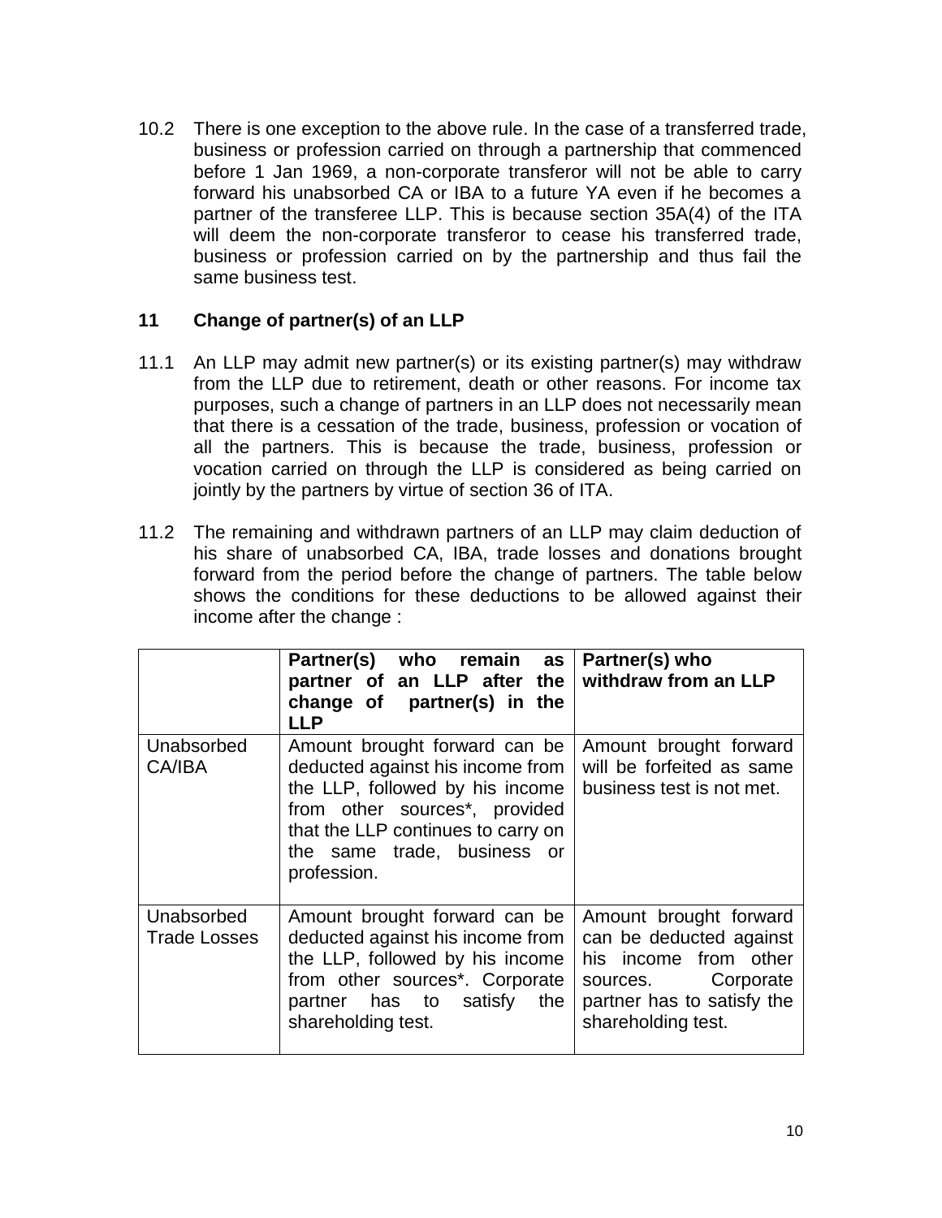10.2 There is one exception to the above rule. In the case of a transferred trade, business or profession carried on through a partnership that commenced before 1 Jan 1969, a non-corporate transferor will not be able to carry forward his unabsorbed CA or IBA to a future YA even if he becomes a partner of the transferee LLP. This is because section 35A(4) of the ITA will deem the non-corporate transferor to cease his transferred trade, business or profession carried on by the partnership and thus fail the same business test.

## 11 Change of partner(s) of an LLP

11.1 An LLP may admit new partner(s) or its existing partner(s) may withdraw from the LLP due to retirement, death or other reasons. For income tax purposes, such a change of partners in an LLP does not necessarily mean that there is a cessation of the trade, business, profession or vocation of all the partners. This is because the trade, business, profession or vocation carried on through the LLP is considered as being carried on jointly by the partners by virtue of section 36 of ITA.

11.2 The remaining and withdrawn partners of an LLP may claim deduction of his share of unabsorbed CA, IBA, trade losses and donations brought forward from the period before the change of partners. The table below shows the conditions for these deductions to be allowed against their income after the change :

| | **Partner(s) who remain as partner of an LLP after the change of partner(s) in the LLP** | **Partner(s) who withdraw from an LLP** |
|---|---|---|
| Unabsorbed CA/IBA | Amount brought forward can be deducted against his income from the LLP, followed by his income from other sources*, provided that the LLP continues to carry on the same trade, business or profession. | Amount brought forward will be forfeited as same business test is not met. |
| Unabsorbed Trade Losses | Amount brought forward can be deducted against his income from the LLP, followed by his income from other sources*. Corporate partner has to satisfy the shareholding test. | Amount brought forward can be deducted against his income from other sources. Corporate partner has to satisfy the shareholding test. |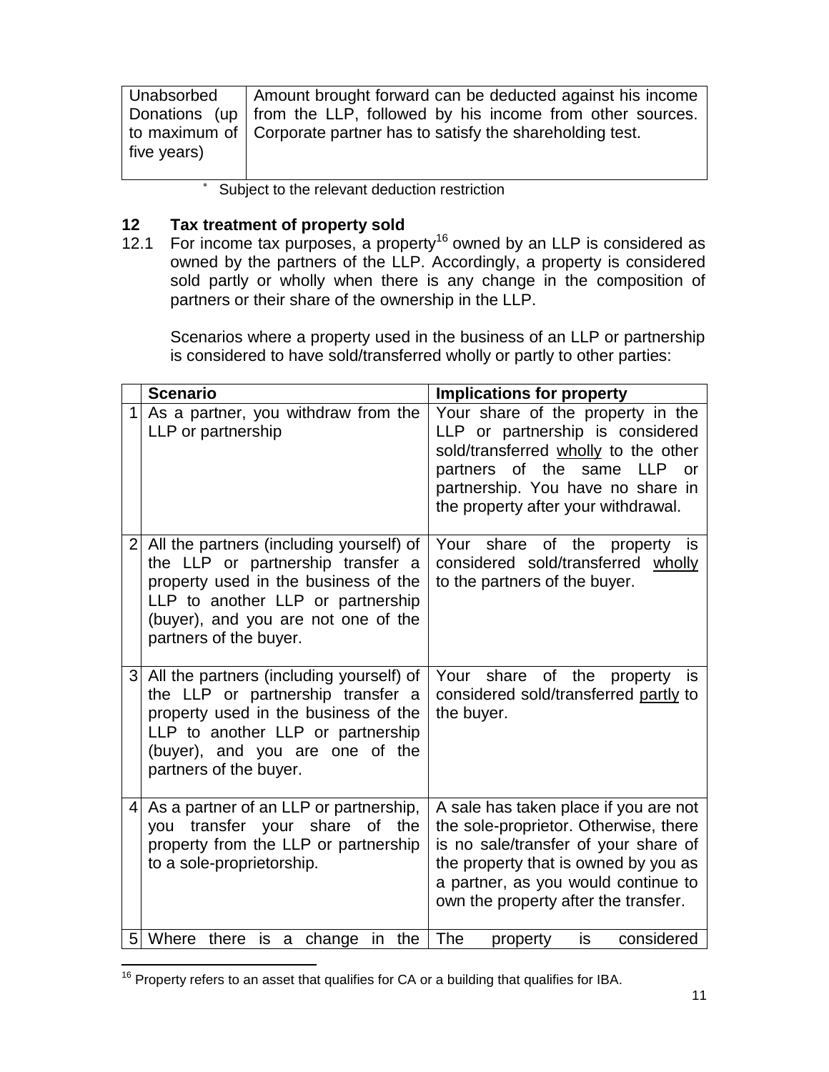| Unabsorbed Donations (up to maximum of five years) | Amount brought forward can be deducted against his income from the LLP, followed by his income from other sources. Corporate partner has to satisfy the shareholding test. |
|---|---|

* Subject to the relevant deduction restriction

## 12 Tax treatment of property sold

12.1 For income tax purposes, a property[16] owned by an LLP is considered as owned by the partners of the LLP. Accordingly, a property is considered sold partly or wholly when there is any change in the composition of partners or their share of the ownership in the LLP.

Scenarios where a property used in the business of an LLP or partnership is considered to have sold/transferred wholly or partly to other parties:

| | Scenario | Implications for property |
|---|---|---|
| 1 | As a partner, you withdraw from the LLP or partnership | Your share of the property in the LLP or partnership is considered sold/transferred wholly to the other partners of the same LLP or partnership. You have no share in the property after your withdrawal. |
| 2 | All the partners (including yourself) of the LLP or partnership transfer a property used in the business of the LLP to another LLP or partnership (buyer), and you are not one of the partners of the buyer. | Your share of the property is considered sold/transferred wholly to the partners of the buyer. |
| 3 | All the partners (including yourself) of the LLP or partnership transfer a property used in the business of the LLP to another LLP or partnership (buyer), and you are one of the partners of the buyer. | Your share of the property is considered sold/transferred partly to the buyer. |
| 4 | As a partner of an LLP or partnership, you transfer your share of the property from the LLP or partnership to a sole-proprietorship. | A sale has taken place if you are not the sole-proprietor. Otherwise, there is no sale/transfer of your share of the property that is owned by you as a partner, as you would continue to own the property after the transfer. |
| 5 | Where there is a change in the | The property is considered |

[16] Property refers to an asset that qualifies for CA or a building that qualifies for IBA.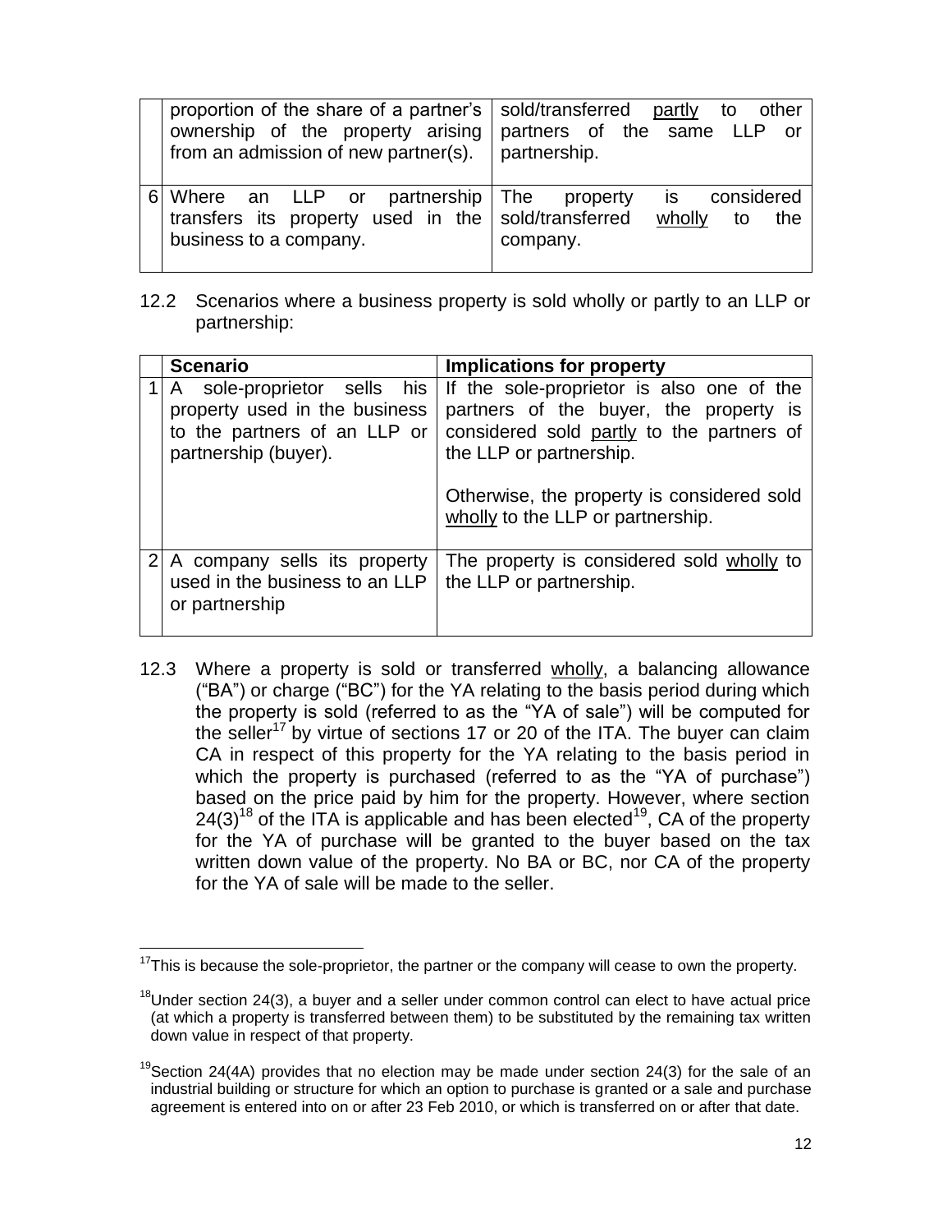| | | |
|---|---|---|
| | proportion of the share of a partner's ownership of the property arising from an admission of new partner(s). | sold/transferred partly to other partners of the same LLP or partnership. |
| 6 | Where an LLP or partnership transfers its property used in the business to a company. | The property is considered sold/transferred wholly to the company. |

12.2 Scenarios where a business property is sold wholly or partly to an LLP or partnership:

| | Scenario | Implications for property |
|---|---|---|
| 1 | A sole-proprietor sells his property used in the business to the partners of an LLP or partnership (buyer). | If the sole-proprietor is also one of the partners of the buyer, the property is considered sold partly to the partners of the LLP or partnership.<br><br>Otherwise, the property is considered sold wholly to the LLP or partnership. |
| 2 | A company sells its property used in the business to an LLP or partnership | The property is considered sold wholly to the LLP or partnership. |

12.3 Where a property is sold or transferred wholly, a balancing allowance ("BA") or charge ("BC") for the YA relating to the basis period during which the property is sold (referred to as the "YA of sale") will be computed for the seller[17] by virtue of sections 17 or 20 of the ITA. The buyer can claim CA in respect of this property for the YA relating to the basis period in which the property is purchased (referred to as the "YA of purchase") based on the price paid by him for the property. However, where section 24(3)[18] of the ITA is applicable and has been elected[19], CA of the property for the YA of purchase will be granted to the buyer based on the tax written down value of the property. No BA or BC, nor CA of the property for the YA of sale will be made to the seller.

---

[17] This is because the sole-proprietor, the partner or the company will cease to own the property.

[18] Under section 24(3), a buyer and a seller under common control can elect to have actual price (at which a property is transferred between them) to be substituted by the remaining tax written down value in respect of that property.

[19] Section 24(4A) provides that no election may be made under section 24(3) for the sale of an industrial building or structure for which an option to purchase is granted or a sale and purchase agreement is entered into on or after 23 Feb 2010, or which is transferred on or after that date.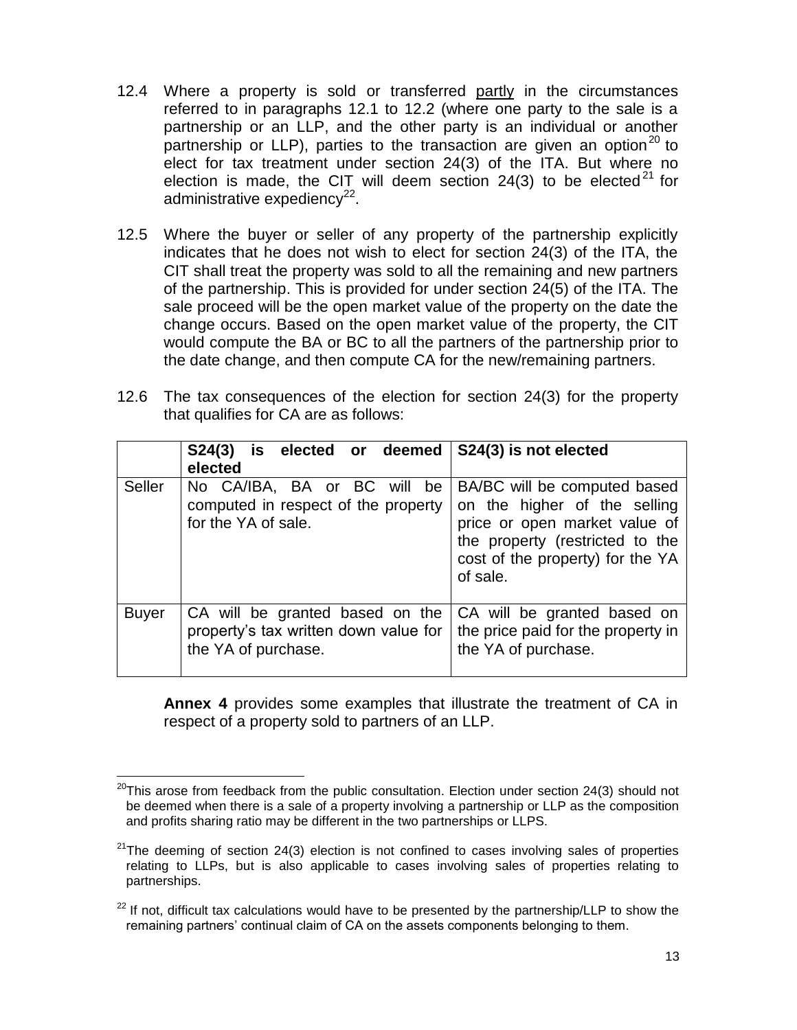12.4 Where a property is sold or transferred partly in the circumstances referred to in paragraphs 12.1 to 12.2 (where one party to the sale is a partnership or an LLP, and the other party is an individual or another partnership or LLP), parties to the transaction are given an option[20] to elect for tax treatment under section 24(3) of the ITA. But where no election is made, the CIT will deem section 24(3) to be elected[21] for administrative expediency[22].

12.5 Where the buyer or seller of any property of the partnership explicitly indicates that he does not wish to elect for section 24(3) of the ITA, the CIT shall treat the property was sold to all the remaining and new partners of the partnership. This is provided for under section 24(5) of the ITA. The sale proceed will be the open market value of the property on the date the change occurs. Based on the open market value of the property, the CIT would compute the BA or BC to all the partners of the partnership prior to the date change, and then compute CA for the new/remaining partners.

12.6 The tax consequences of the election for section 24(3) for the property that qualifies for CA are as follows:

| | **S24(3) is elected or deemed elected** | **S24(3) is not elected** |
|---|---|---|
| Seller | No CA/IBA, BA or BC will be computed in respect of the property for the YA of sale. | BA/BC will be computed based on the higher of the selling price or open market value of the property (restricted to the cost of the property) for the YA of sale. |
| Buyer | CA will be granted based on the property's tax written down value for the YA of purchase. | CA will be granted based on the price paid for the property in the YA of purchase. |

**Annex 4** provides some examples that illustrate the treatment of CA in respect of a property sold to partners of an LLP.

---

[20] This arose from feedback from the public consultation. Election under section 24(3) should not be deemed when there is a sale of a property involving a partnership or LLP as the composition and profits sharing ratio may be different in the two partnerships or LLPS.

[21] The deeming of section 24(3) election is not confined to cases involving sales of properties relating to LLPs, but is also applicable to cases involving sales of properties relating to partnerships.

[22] If not, difficult tax calculations would have to be presented by the partnership/LLP to show the remaining partners' continual claim of CA on the assets components belonging to them.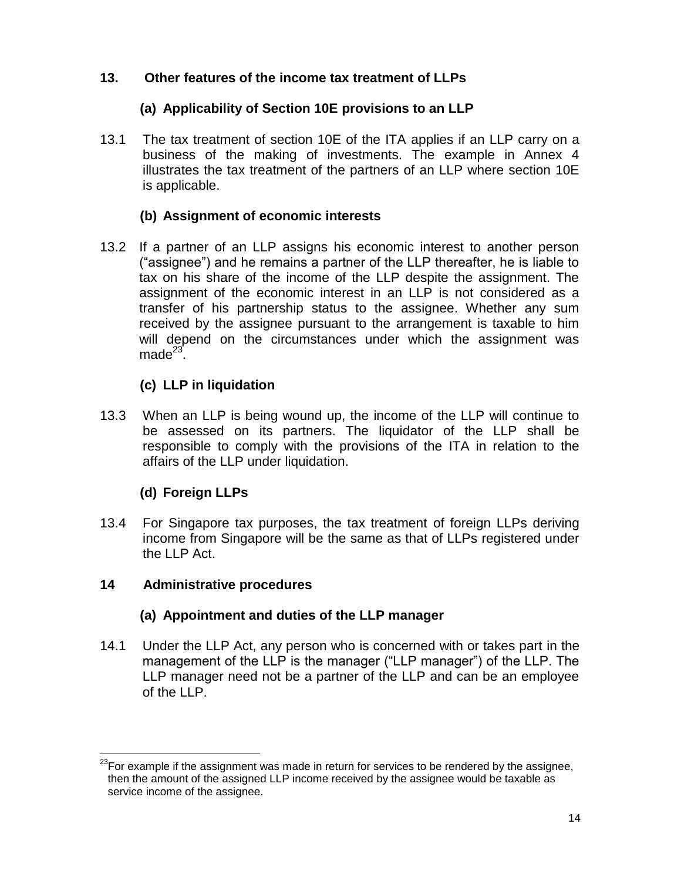## 13. Other features of the income tax treatment of LLPs

### (a) Applicability of Section 10E provisions to an LLP

13.1 The tax treatment of section 10E of the ITA applies if an LLP carry on a business of the making of investments. The example in Annex 4 illustrates the tax treatment of the partners of an LLP where section 10E is applicable.

### (b) Assignment of economic interests

13.2 If a partner of an LLP assigns his economic interest to another person ("assignee") and he remains a partner of the LLP thereafter, he is liable to tax on his share of the income of the LLP despite the assignment. The assignment of the economic interest in an LLP is not considered as a transfer of his partnership status to the assignee. Whether any sum received by the assignee pursuant to the arrangement is taxable to him will depend on the circumstances under which the assignment was made[23].

### (c) LLP in liquidation

13.3 When an LLP is being wound up, the income of the LLP will continue to be assessed on its partners. The liquidator of the LLP shall be responsible to comply with the provisions of the ITA in relation to the affairs of the LLP under liquidation.

### (d) Foreign LLPs

13.4 For Singapore tax purposes, the tax treatment of foreign LLPs deriving income from Singapore will be the same as that of LLPs registered under the LLP Act.

## 14 Administrative procedures

### (a) Appointment and duties of the LLP manager

14.1 Under the LLP Act, any person who is concerned with or takes part in the management of the LLP is the manager ("LLP manager") of the LLP. The LLP manager need not be a partner of the LLP and can be an employee of the LLP.

---

[23] For example if the assignment was made in return for services to be rendered by the assignee, then the amount of the assigned LLP income received by the assignee would be taxable as service income of the assignee.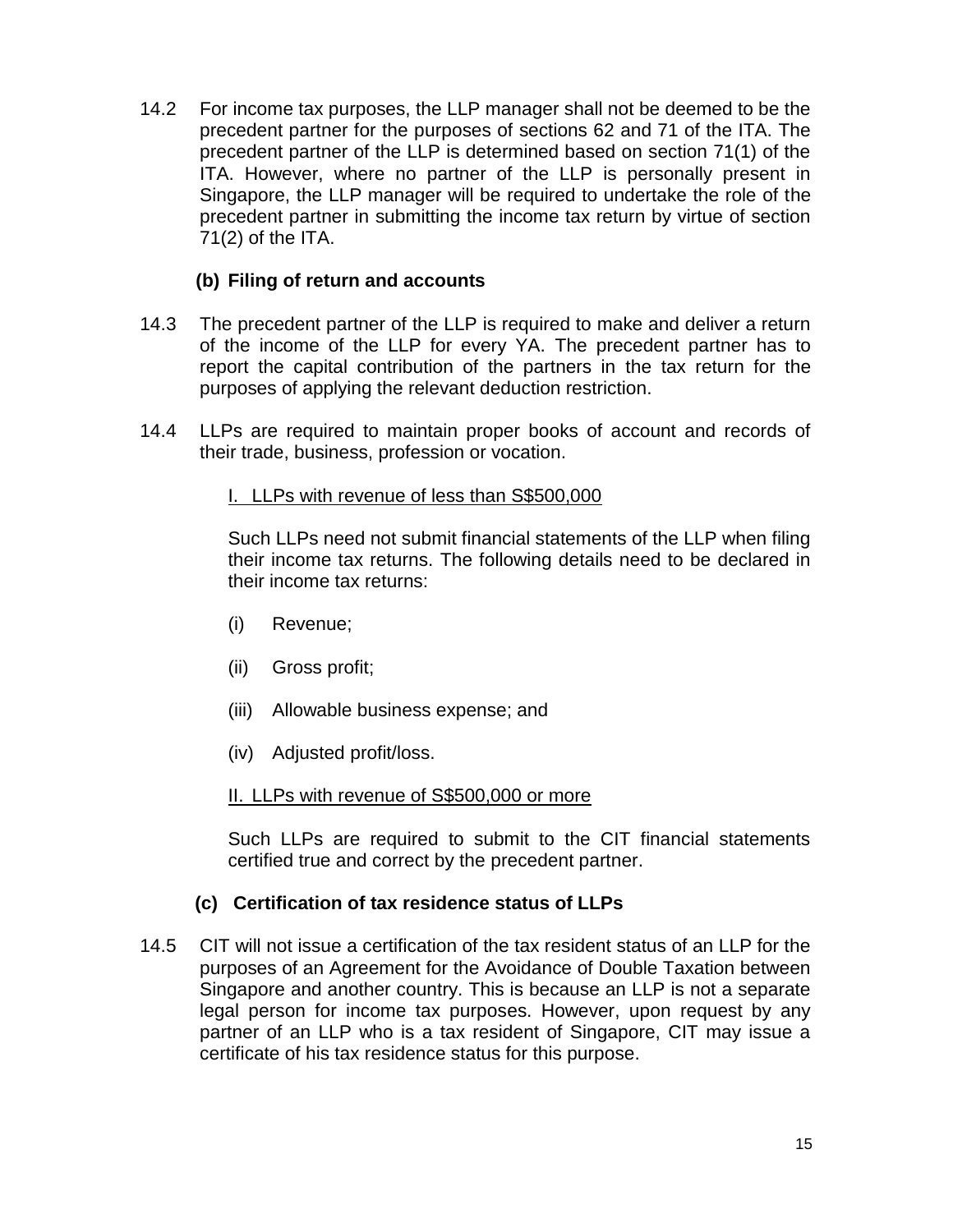14.2 For income tax purposes, the LLP manager shall not be deemed to be the precedent partner for the purposes of sections 62 and 71 of the ITA. The precedent partner of the LLP is determined based on section 71(1) of the ITA. However, where no partner of the LLP is personally present in Singapore, the LLP manager will be required to undertake the role of the precedent partner in submitting the income tax return by virtue of section 71(2) of the ITA.

### (b) Filing of return and accounts

14.3 The precedent partner of the LLP is required to make and deliver a return of the income of the LLP for every YA. The precedent partner has to report the capital contribution of the partners in the tax return for the purposes of applying the relevant deduction restriction.

14.4 LLPs are required to maintain proper books of account and records of their trade, business, profession or vocation.

<u>I. LLPs with revenue of less than S$500,000</u>

Such LLPs need not submit financial statements of the LLP when filing their income tax returns. The following details need to be declared in their income tax returns:

(i) Revenue;

(ii) Gross profit;

(iii) Allowable business expense; and

(iv) Adjusted profit/loss.

<u>II. LLPs with revenue of S$500,000 or more</u>

Such LLPs are required to submit to the CIT financial statements certified true and correct by the precedent partner.

### (c) Certification of tax residence status of LLPs

14.5 CIT will not issue a certification of the tax resident status of an LLP for the purposes of an Agreement for the Avoidance of Double Taxation between Singapore and another country. This is because an LLP is not a separate legal person for income tax purposes. However, upon request by any partner of an LLP who is a tax resident of Singapore, CIT may issue a certificate of his tax residence status for this purpose.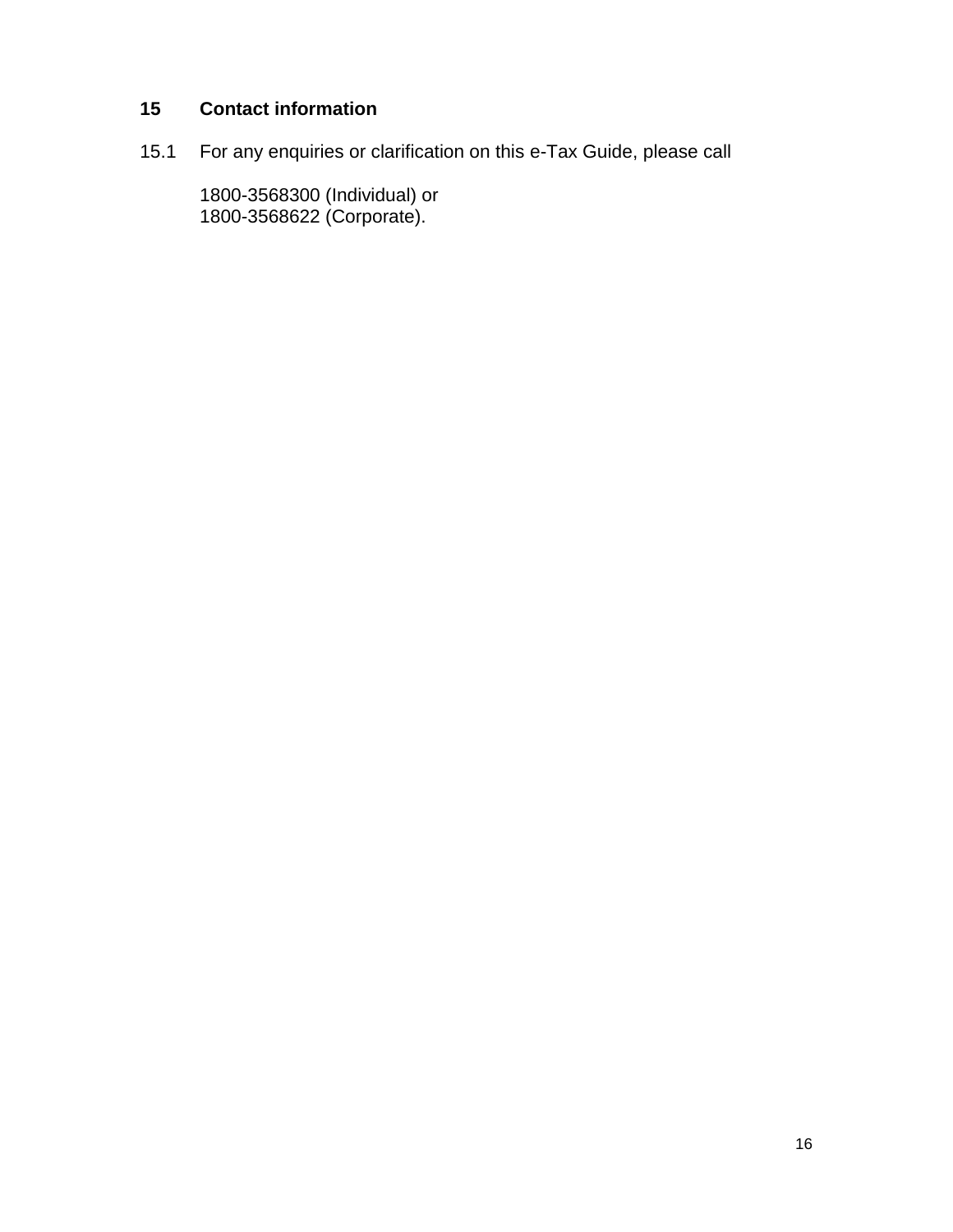## 15 Contact information

15.1 For any enquiries or clarification on this e-Tax Guide, please call

1800-3568300 (Individual) or
1800-3568622 (Corporate).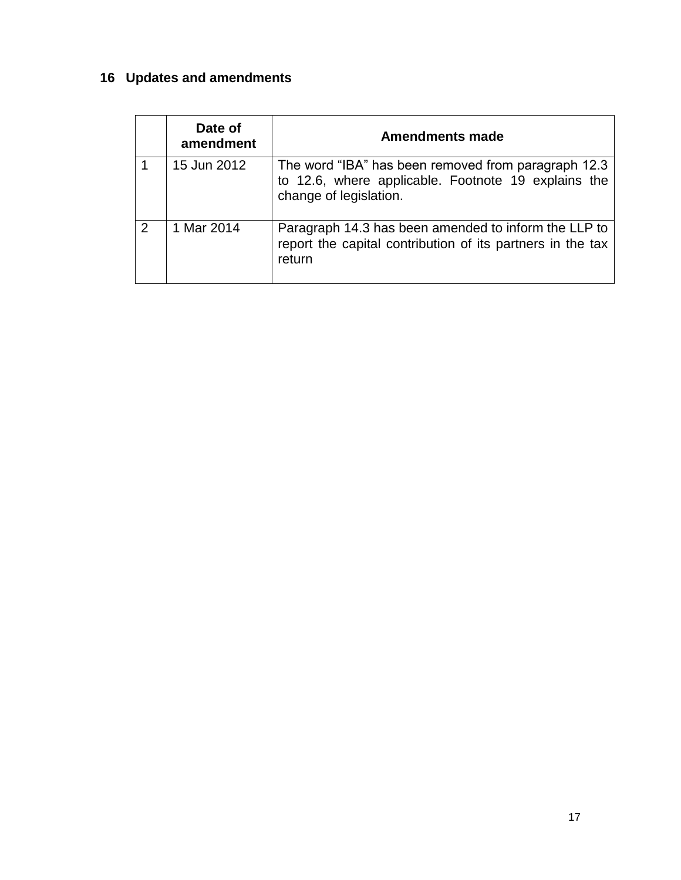## 16 Updates and amendments

| | Date of amendment | Amendments made |
|---|---|---|
| 1 | 15 Jun 2012 | The word “IBA” has been removed from paragraph 12.3 to 12.6, where applicable. Footnote 19 explains the change of legislation. |
| 2 | 1 Mar 2014 | Paragraph 14.3 has been amended to inform the LLP to report the capital contribution of its partners in the tax return |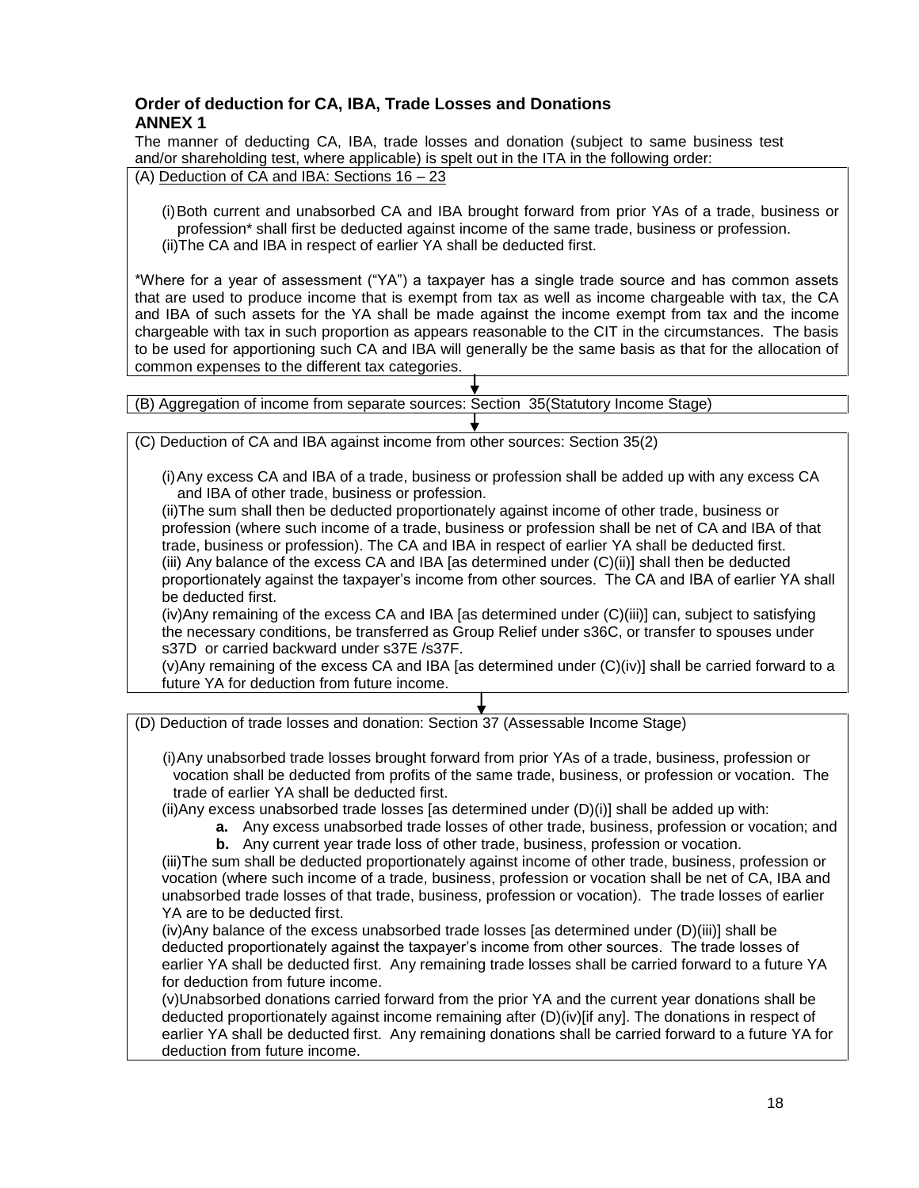### Order of deduction for CA, IBA, Trade Losses and Donations

### ANNEX 1

The manner of deducting CA, IBA, trade losses and donation (subject to same business test and/or shareholding test, where applicable) is spelt out in the ITA in the following order:

(A) Deduction of CA and IBA: Sections 16 – 23

(i) Both current and unabsorbed CA and IBA brought forward from prior YAs of a trade, business or profession* shall first be deducted against income of the same trade, business or profession.
(ii) The CA and IBA in respect of earlier YA shall be deducted first.

*Where for a year of assessment ("YA") a taxpayer has a single trade source and has common assets that are used to produce income that is exempt from tax as well as income chargeable with tax, the CA and IBA of such assets for the YA shall be made against the income exempt from tax and the income chargeable with tax in such proportion as appears reasonable to the CIT in the circumstances. The basis to be used for apportioning such CA and IBA will generally be the same basis as that for the allocation of common expenses to the different tax categories.

↓

(B) Aggregation of income from separate sources: Section 35(Statutory Income Stage)

↓

(C) Deduction of CA and IBA against income from other sources: Section 35(2)

(i) Any excess CA and IBA of a trade, business or profession shall be added up with any excess CA and IBA of other trade, business or profession.
(ii) The sum shall then be deducted proportionately against income of other trade, business or profession (where such income of a trade, business or profession shall be net of CA and IBA of that trade, business or profession). The CA and IBA in respect of earlier YA shall be deducted first.
(iii) Any balance of the excess CA and IBA [as determined under (C)(ii)] shall then be deducted proportionately against the taxpayer's income from other sources. The CA and IBA of earlier YA shall be deducted first.
(iv) Any remaining of the excess CA and IBA [as determined under (C)(iii)] can, subject to satisfying the necessary conditions, be transferred as Group Relief under s36C, or transfer to spouses under s37D or carried backward under s37E /s37F.
(v) Any remaining of the excess CA and IBA [as determined under (C)(iv)] shall be carried forward to a future YA for deduction from future income.

↓

(D) Deduction of trade losses and donation: Section 37 (Assessable Income Stage)

(i) Any unabsorbed trade losses brought forward from prior YAs of a trade, business, profession or vocation shall be deducted from profits of the same trade, business, or profession or vocation. The trade of earlier YA shall be deducted first.
(ii) Any excess unabsorbed trade losses [as determined under (D)(i)] shall be added up with:
- **a.** Any excess unabsorbed trade losses of other trade, business, profession or vocation; and
- **b.** Any current year trade loss of other trade, business, profession or vocation.

(iii) The sum shall be deducted proportionately against income of other trade, business, profession or vocation (where such income of a trade, business, profession or vocation shall be net of CA, IBA and unabsorbed trade losses of that trade, business, profession or vocation). The trade losses of earlier YA are to be deducted first.
(iv) Any balance of the excess unabsorbed trade losses [as determined under (D)(iii)] shall be deducted proportionately against the taxpayer's income from other sources. The trade losses of earlier YA shall be deducted first. Any remaining trade losses shall be carried forward to a future YA for deduction from future income.
(v) Unabsorbed donations carried forward from the prior YA and the current year donations shall be deducted proportionately against income remaining after (D)(iv)[if any]. The donations in respect of earlier YA shall be deducted first. Any remaining donations shall be carried forward to a future YA for deduction from future income.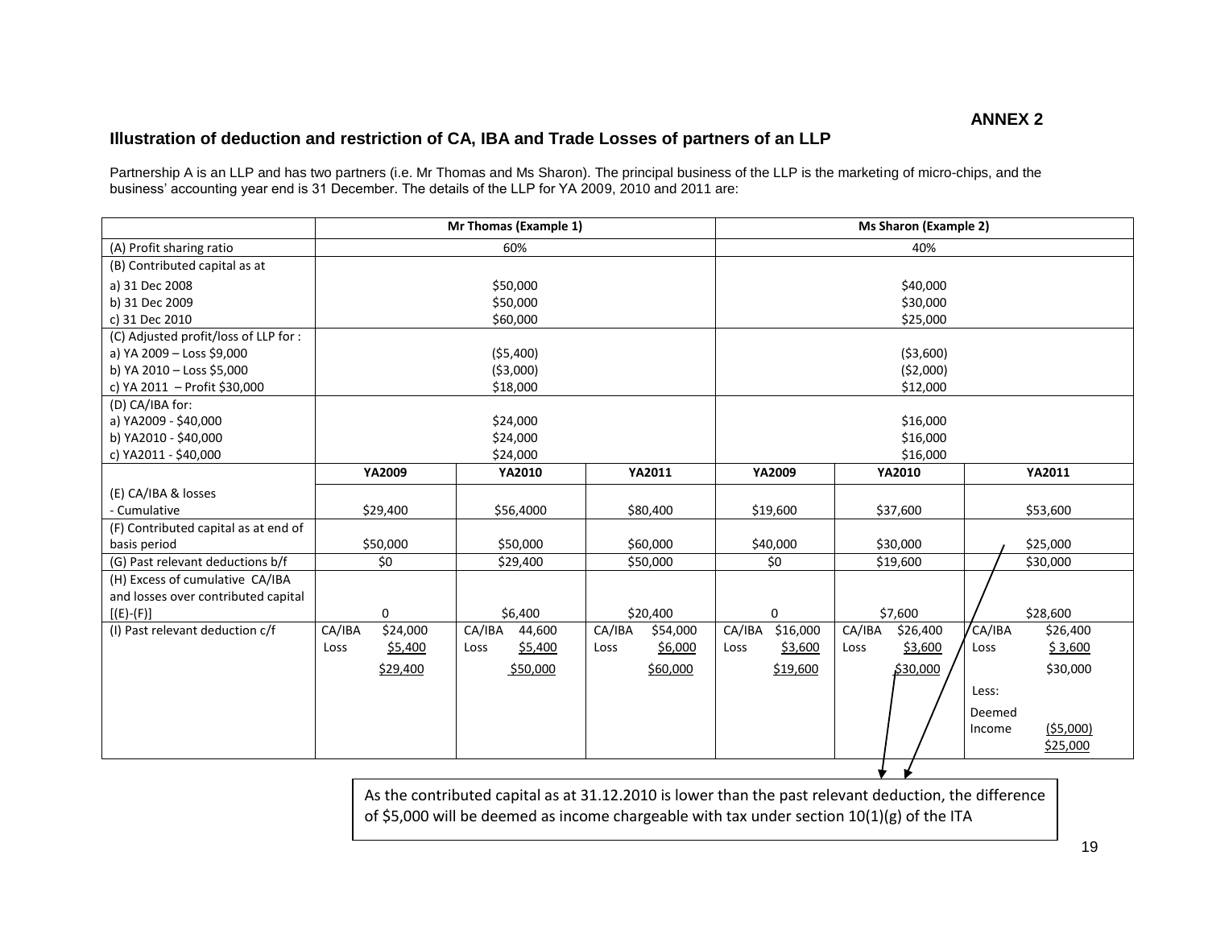**ANNEX 2**

### Illustration of deduction and restriction of CA, IBA and Trade Losses of partners of an LLP

Partnership A is an LLP and has two partners (i.e. Mr Thomas and Ms Sharon). The principal business of the LLP is the marketing of micro-chips, and the business' accounting year end is 31 December. The details of the LLP for YA 2009, 2010 and 2011 are:

| | Mr Thomas (Example 1) | | | Ms Sharon (Example 2) | | |
|---|---|---|---|---|---|---|
| (A) Profit sharing ratio | 60% | | | 40% | | |
| (B) Contributed capital as at<br>a) 31 Dec 2008<br>b) 31 Dec 2009<br>c) 31 Dec 2010 | <br>$50,000<br>$50,000<br>$60,000 | | | <br>$40,000<br>$30,000<br>$25,000 | | |
| (C) Adjusted profit/loss of LLP for :<br>a) YA 2009 – Loss $9,000<br>b) YA 2010 – Loss $5,000<br>c) YA 2011 – Profit $30,000 | <br>($5,400)<br>($3,000)<br>$18,000 | | | <br>($3,600)<br>($2,000)<br>$12,000 | | |
| (D) CA/IBA for:<br>a) YA2009 - $40,000<br>b) YA2010 - $40,000<br>c) YA2011 - $40,000 | <br>$24,000<br>$24,000<br>$24,000 | | | <br>$16,000<br>$16,000<br>$16,000 | | |
| | **YA2009** | **YA2010** | **YA2011** | **YA2009** | **YA2010** | **YA2011** |
| (E) CA/IBA & losses<br>- Cumulative | $29,400 | $56,4000 | $80,400 | $19,600 | $37,600 | $53,600 |
| (F) Contributed capital as at end of basis period | $50,000 | $50,000 | $60,000 | $40,000 | $30,000 | $25,000 |
| (G) Past relevant deductions b/f | $0 | $29,400 | $50,000 | $0 | $19,600 | $30,000 |
| (H) Excess of cumulative CA/IBA and losses over contributed capital [(E)-(F)] | 0 | $6,400 | $20,400 | 0 | $7,600 | $28,600 |
| (I) Past relevant deduction c/f | CA/IBA $24,000<br>Loss $5,400<br>$29,400 | CA/IBA 44,600<br>Loss $5,400<br>$50,000 | CA/IBA $54,000<br>Loss $6,000<br>$60,000 | CA/IBA $16,000<br>Loss $3,600<br>$19,600 | CA/IBA $26,400<br>Loss $3,600<br>$30,000 | CA/IBA $26,400<br>Loss $ 3,600<br>$30,000<br>Less:<br>Deemed Income ($5,000)<br>$25,000 |

As the contributed capital as at 31.12.2010 is lower than the past relevant deduction, the difference of $5,000 will be deemed as income chargeable with tax under section 10(1)(g) of the ITA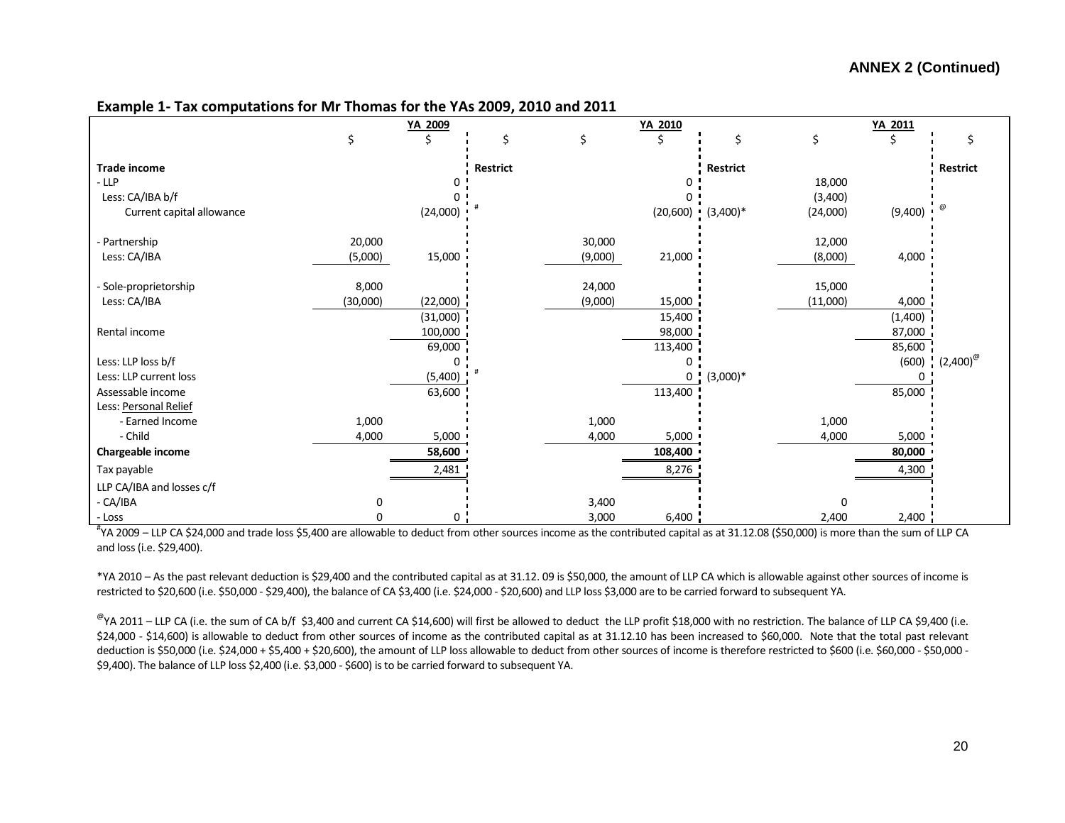**ANNEX 2 (Continued)**

**Example 1- Tax computations for Mr Thomas for the YAs 2009, 2010 and 2011**

| | YA 2009 | | | YA 2010 | | | YA 2011 | | |
|---|---|---|---|---|---|---|---|---|---|
| | \$ | \$ | \$ | \$ | \$ | \$ | \$ | \$ | \$ |
| **Trade income** | | | **Restrict** | | | **Restrict** | | | **Restrict** |
| - LLP | | 0 | | | 0 | | 18,000 | | |
| Less: CA/IBA b/f | | 0 | | | 0 | | (3,400) | | |
| Current capital allowance | | (24,000) | # | | (20,600) | (3,400)* | (24,000) | (9,400) | @ |
| - Partnership | 20,000 | | | 30,000 | | | 12,000 | | |
| Less: CA/IBA | (5,000) | 15,000 | | (9,000) | 21,000 | | (8,000) | 4,000 | |
| - Sole-proprietorship | 8,000 | | | 24,000 | | | 15,000 | | |
| Less: CA/IBA | (30,000) | (22,000) | | (9,000) | 15,000 | | (11,000) | 4,000 | |
| | | (31,000) | | | 15,400 | | | (1,400) | |
| Rental income | | 100,000 | | | 98,000 | | | 87,000 | |
| | | 69,000 | | | 113,400 | | | 85,600 | |
| Less: LLP loss b/f | | 0 | | | 0 | | | (600) | (2,400)@ |
| Less: LLP current loss | | (5,400) | # | | 0 | (3,000)* | | 0 | |
| Assessable income | | 63,600 | | | 113,400 | | | 85,000 | |
| Less: Personal Relief | | | | | | | | | |
| - Earned Income | 1,000 | | | 1,000 | | | 1,000 | | |
| - Child | 4,000 | 5,000 | | 4,000 | 5,000 | | 4,000 | 5,000 | |
| **Chargeable income** | | **58,600** | | | **108,400** | | | **80,000** | |
| Tax payable | | 2,481 | | | 8,276 | | | 4,300 | |
| LLP CA/IBA and losses c/f | | | | | | | | | |
| - CA/IBA | 0 | | | 3,400 | | | 0 | | |
| - Loss | 0 | 0 | | 3,000 | 6,400 | | 2,400 | 2,400 | |

#YA 2009 – LLP CA \$24,000 and trade loss \$5,400 are allowable to deduct from other sources income as the contributed capital as at 31.12.08 (\$50,000) is more than the sum of LLP CA and loss (i.e. \$29,400).

*YA 2010 – As the past relevant deduction is \$29,400 and the contributed capital as at 31.12. 09 is \$50,000, the amount of LLP CA which is allowable against other sources of income is restricted to \$20,600 (i.e. \$50,000 - \$29,400), the balance of CA \$3,400 (i.e. \$24,000 - \$20,600) and LLP loss \$3,000 are to be carried forward to subsequent YA.

@YA 2011 – LLP CA (i.e. the sum of CA b/f \$3,400 and current CA \$14,600) will first be allowed to deduct the LLP profit \$18,000 with no restriction. The balance of LLP CA \$9,400 (i.e. \$24,000 - \$14,600) is allowable to deduct from other sources of income as the contributed capital as at 31.12.10 has been increased to \$60,000. Note that the total past relevant deduction is \$50,000 (i.e. \$24,000 + \$5,400 + \$20,600), the amount of LLP loss allowable to deduct from other sources of income is therefore restricted to \$600 (i.e. \$60,000 - \$50,000 - \$9,400). The balance of LLP loss \$2,400 (i.e. \$3,000 - \$600) is to be carried forward to subsequent YA.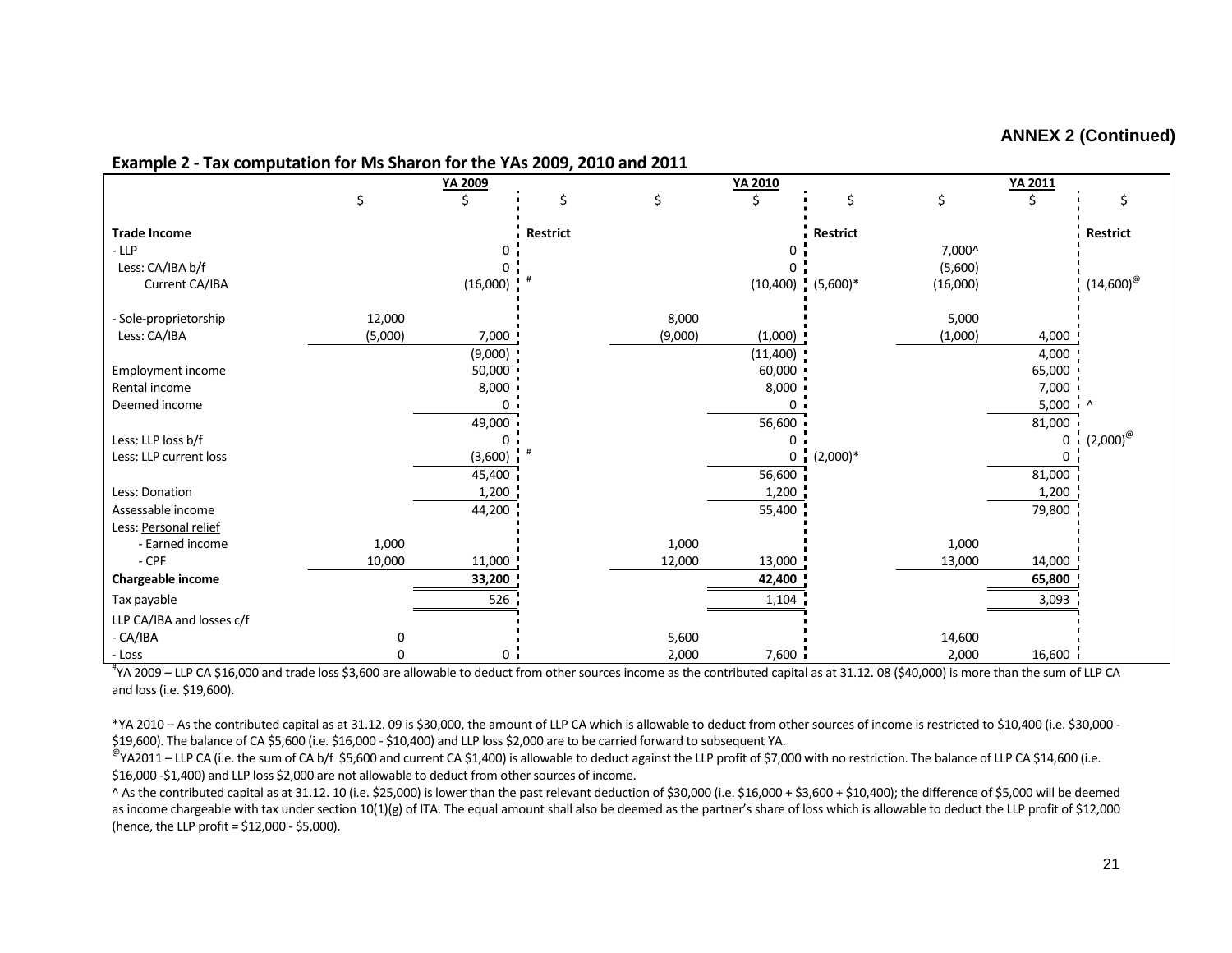**ANNEX 2 (Continued)**

## Example 2 - Tax computation for Ms Sharon for the YAs 2009, 2010 and 2011

| | YA 2009 | | | YA 2010 | | | YA 2011 | | |
|---|---|---|---|---|---|---|---|---|---|
| | $ | $ | $ | $ | $ | $ | $ | $ | $ |
| **Trade Income** | | | **Restrict** | | | **Restrict** | | | **Restrict** |
| - LLP | | 0 | | | 0 | | 7,000^ | | |
| Less: CA/IBA b/f | | 0 | | | 0 | | (5,600) | | |
| Current CA/IBA | | (16,000) | # | | (10,400) | (5,600)* | (16,000) | | (14,600)@ |
| - Sole-proprietorship | 12,000 | | | 8,000 | | | 5,000 | | |
| Less: CA/IBA | (5,000) | 7,000 | | (9,000) | (1,000) | | (1,000) | 4,000 | |
| | | (9,000) | | | (11,400) | | | 4,000 | |
| Employment income | | 50,000 | | | 60,000 | | | 65,000 | |
| Rental income | | 8,000 | | | 8,000 | | | 7,000 | |
| Deemed income | | 0 | | | 0 | | | 5,000 | ^ |
| | | 49,000 | | | 56,600 | | | 81,000 | |
| Less: LLP loss b/f | | 0 | | | 0 | | | 0 | (2,000)@ |
| Less: LLP current loss | | (3,600) | # | | 0 | (2,000)* | | 0 | |
| | | 45,400 | | | 56,600 | | | 81,000 | |
| Less: Donation | | 1,200 | | | 1,200 | | | 1,200 | |
| Assessable income | | 44,200 | | | 55,400 | | | 79,800 | |
| Less: Personal relief | | | | | | | | | |
| - Earned income | 1,000 | | | 1,000 | | | 1,000 | | |
| - CPF | 10,000 | 11,000 | | 12,000 | 13,000 | | 13,000 | 14,000 | |
| **Chargeable income** | | **33,200** | | | **42,400** | | | **65,800** | |
| Tax payable | | 526 | | | 1,104 | | | 3,093 | |
| LLP CA/IBA and losses c/f | | | | | | | | | |
| - CA/IBA | 0 | | | 5,600 | | | 14,600 | | |
| - Loss | 0 | 0 | | 2,000 | 7,600 | | 2,000 | 16,600 | |

#YA 2009 – LLP CA $16,000 and trade loss $3,600 are allowable to deduct from other sources income as the contributed capital as at 31.12. 08 ($40,000) is more than the sum of LLP CA and loss (i.e. $19,600).

*YA 2010 – As the contributed capital as at 31.12. 09 is $30,000, the amount of LLP CA which is allowable to deduct from other sources of income is restricted to $10,400 (i.e. $30,000 - $19,600). The balance of CA $5,600 (i.e. $16,000 - $10,400) and LLP loss $2,000 are to be carried forward to subsequent YA.

@YA2011 – LLP CA (i.e. the sum of CA b/f $5,600 and current CA $1,400) is allowable to deduct against the LLP profit of $7,000 with no restriction. The balance of LLP CA $14,600 (i.e. $16,000 -$1,400) and LLP loss $2,000 are not allowable to deduct from other sources of income.

^ As the contributed capital as at 31.12. 10 (i.e. $25,000) is lower than the past relevant deduction of $30,000 (i.e. $16,000 + $3,600 + $10,400); the difference of $5,000 will be deemed as income chargeable with tax under section 10(1)(g) of ITA. The equal amount shall also be deemed as the partner's share of loss which is allowable to deduct the LLP profit of $12,000 (hence, the LLP profit = $12,000 - $5,000).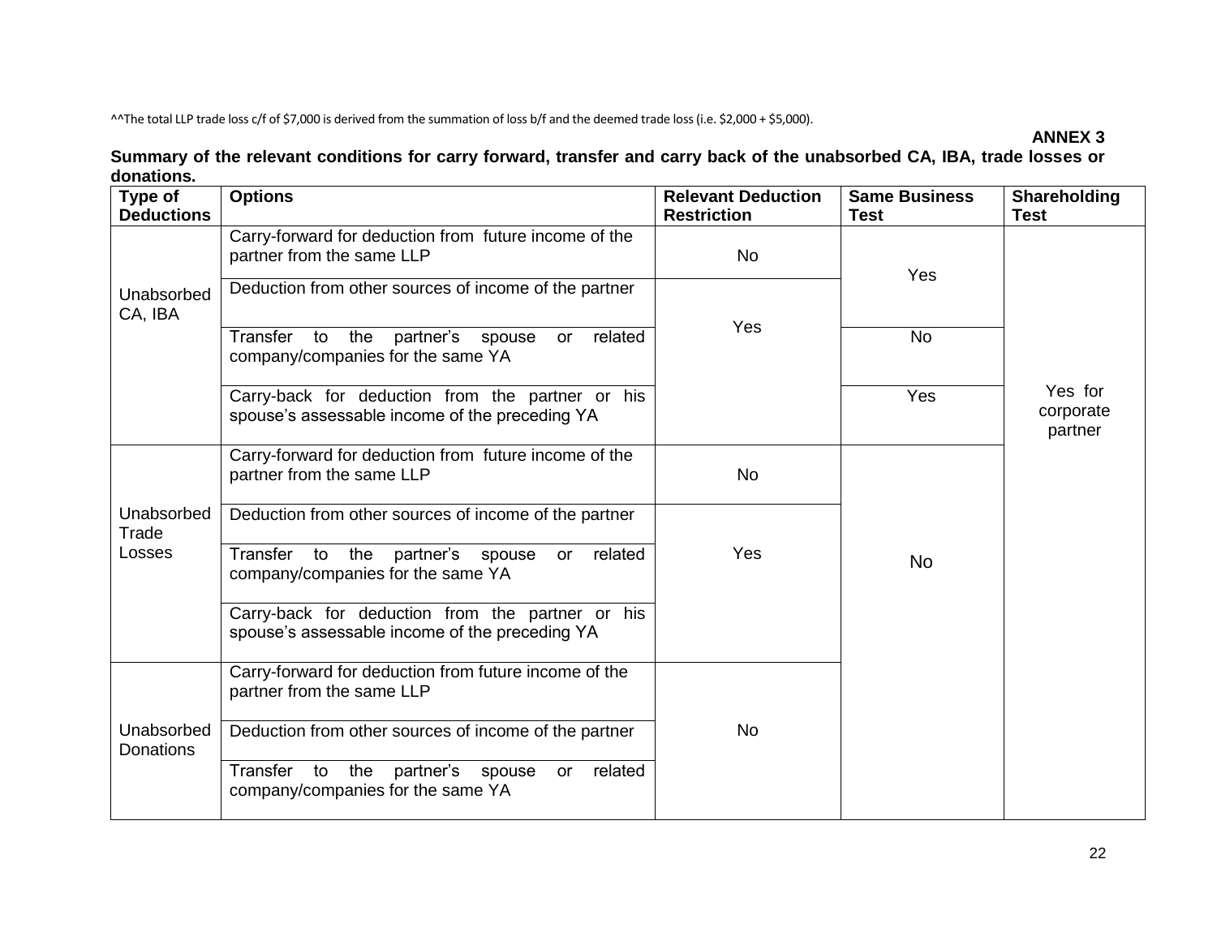^^The total LLP trade loss c/f of $7,000 is derived from the summation of loss b/f and the deemed trade loss (i.e. $2,000 + $5,000).

**ANNEX 3**

**Summary of the relevant conditions for carry forward, transfer and carry back of the unabsorbed CA, IBA, trade losses or donations.**

| Type of Deductions | Options | Relevant Deduction Restriction | Same Business Test | Shareholding Test |
|---|---|---|---|---|
| Unabsorbed CA, IBA | Carry-forward for deduction from future income of the partner from the same LLP | No | Yes | Yes for corporate partner |
| | Deduction from other sources of income of the partner | Yes | Yes | |
| | Transfer to the partner's spouse or related company/companies for the same YA | Yes | No | |
| | Carry-back for deduction from the partner or his spouse's assessable income of the preceding YA | Yes | Yes | |
| Unabsorbed Trade Losses | Carry-forward for deduction from future income of the partner from the same LLP | No | No | |
| | Deduction from other sources of income of the partner | Yes | No | |
| | Transfer to the partner's spouse or related company/companies for the same YA | Yes | No | |
| | Carry-back for deduction from the partner or his spouse's assessable income of the preceding YA | Yes | No | |
| Unabsorbed Donations | Carry-forward for deduction from future income of the partner from the same LLP | No | No | |
| | Deduction from other sources of income of the partner | No | No | |
| | Transfer to the partner's spouse or related company/companies for the same YA | No | No | |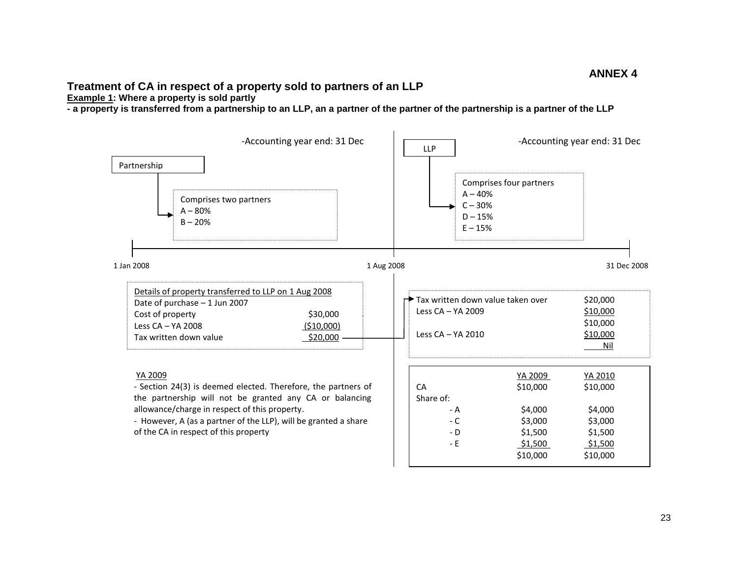**ANNEX 4**

## Treatment of CA in respect of a property sold to partners of an LLP

**<u>Example 1</u>: Where a property is sold partly**

**- a property is transferred from a partnership to an LLP, an a partner of the partner of the partnership is a partner of the LLP**

-Accounting year end: 31 Dec

**Partnership**

Comprises two partners
A – 80%
B – 20%

-Accounting year end: 31 Dec

**LLP**

Comprises four partners
A – 40%
C – 30%
D – 15%
E – 15%

1 Jan 2008 — 1 Aug 2008 — 31 Dec 2008

Details of property transferred to LLP on 1 Aug 2008

| | |
|---|---|
| Date of purchase – 1 Jun 2007 | |
| Cost of property | $30,000 |
| Less CA – YA 2008 | ($10,000) |
| Tax written down value | $20,000 |

| | |
|---|---|
| Tax written down value taken over | $20,000 |
| Less CA – YA 2009 | $10,000 |
| | $10,000 |
| Less CA – YA 2010 | $10,000 |
| | Nil |

YA 2009

- Section 24(3) is deemed elected. Therefore, the partners of the partnership will not be granted any CA or balancing allowance/charge in respect of this property.
- However, A (as a partner of the LLP), will be granted a share of the CA in respect of this property

| | YA 2009 | YA 2010 |
|---|---|---|
| CA | $10,000 | $10,000 |
| Share of: | | |
| - A | $4,000 | $4,000 |
| - C | $3,000 | $3,000 |
| - D | $1,500 | $1,500 |
| - E | $1,500 | $1,500 |
| | $10,000 | $10,000 |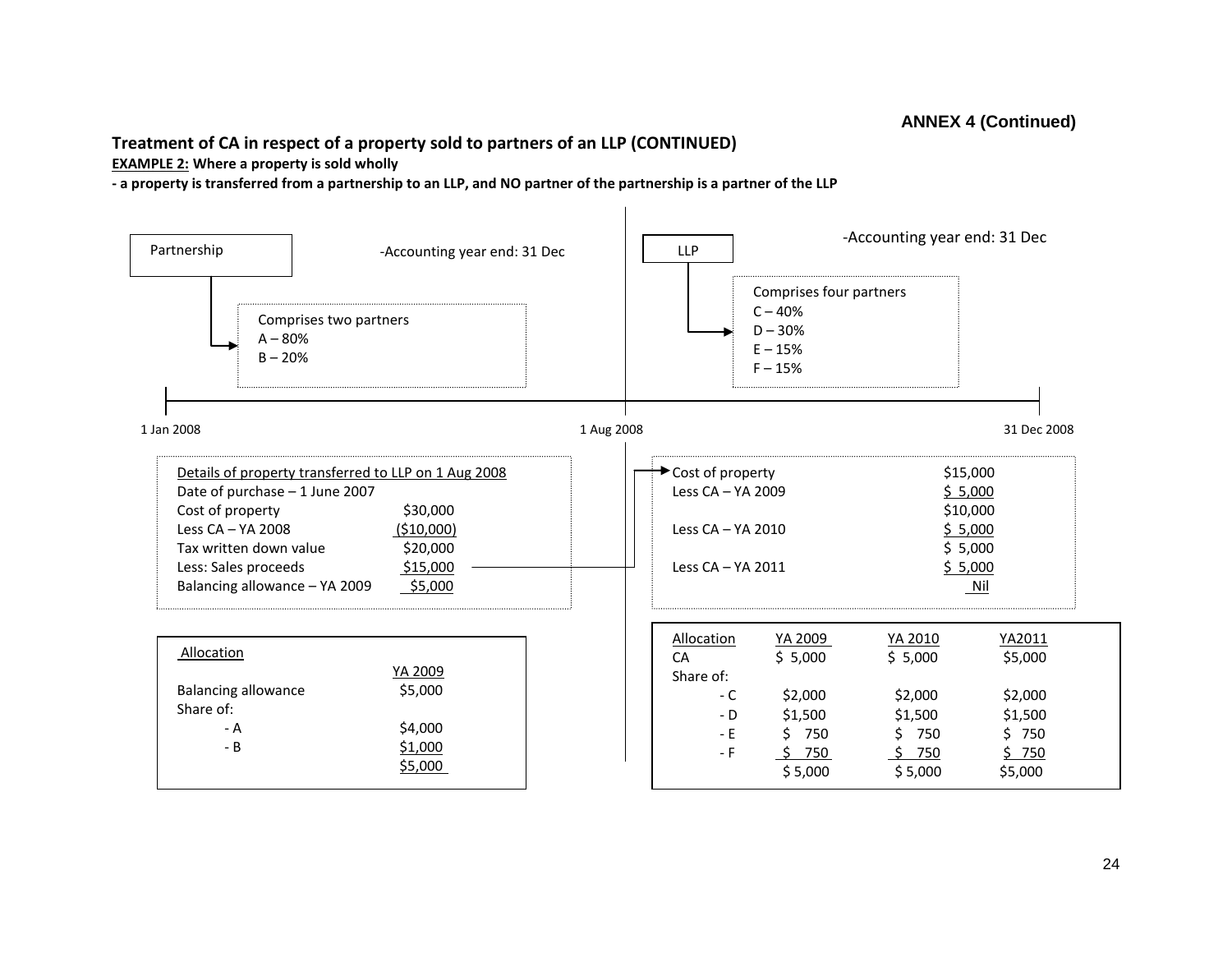**ANNEX 4 (Continued)**

## Treatment of CA in respect of a property sold to partners of an LLP (CONTINUED)

**EXAMPLE 2: Where a property is sold wholly**

**- a property is transferred from a partnership to an LLP, and NO partner of the partnership is a partner of the LLP**

**Partnership** — Accounting year end: 31 Dec

Comprises two partners
- A – 80%
- B – 20%

**LLP** — Accounting year end: 31 Dec

Comprises four partners
- C – 40%
- D – 30%
- E – 15%
- F – 15%

Timeline: 1 Jan 2008 — 1 Aug 2008 — 31 Dec 2008

**Details of property transferred to LLP on 1 Aug 2008**

| | |
|---|---|
| Date of purchase – 1 June 2007 | |
| Cost of property | $30,000 |
| Less CA – YA 2008 | ($10,000) |
| Tax written down value | $20,000 |
| Less: Sales proceeds | $15,000 |
| Balancing allowance – YA 2009 | $5,000 |

| Allocation | YA 2009 |
|---|---|
| Balancing allowance | $5,000 |
| Share of: | |
| - A | $4,000 |
| - B | $1,000 |
| | $5,000 |

| | |
|---|---|
| Cost of property | $15,000 |
| Less CA – YA 2009 | $ 5,000 |
| | $10,000 |
| Less CA – YA 2010 | $ 5,000 |
| | $ 5,000 |
| Less CA – YA 2011 | $ 5,000 |
| | Nil |

| Allocation | YA 2009 | YA 2010 | YA2011 |
|---|---|---|---|
| CA | $ 5,000 | $ 5,000 | $5,000 |
| Share of: | | | |
| - C | $2,000 | $2,000 | $2,000 |
| - D | $1,500 | $1,500 | $1,500 |
| - E | $ 750 | $ 750 | $ 750 |
| - F | $ 750 | $ 750 | $ 750 |
| | $ 5,000 | $ 5,000 | $5,000 |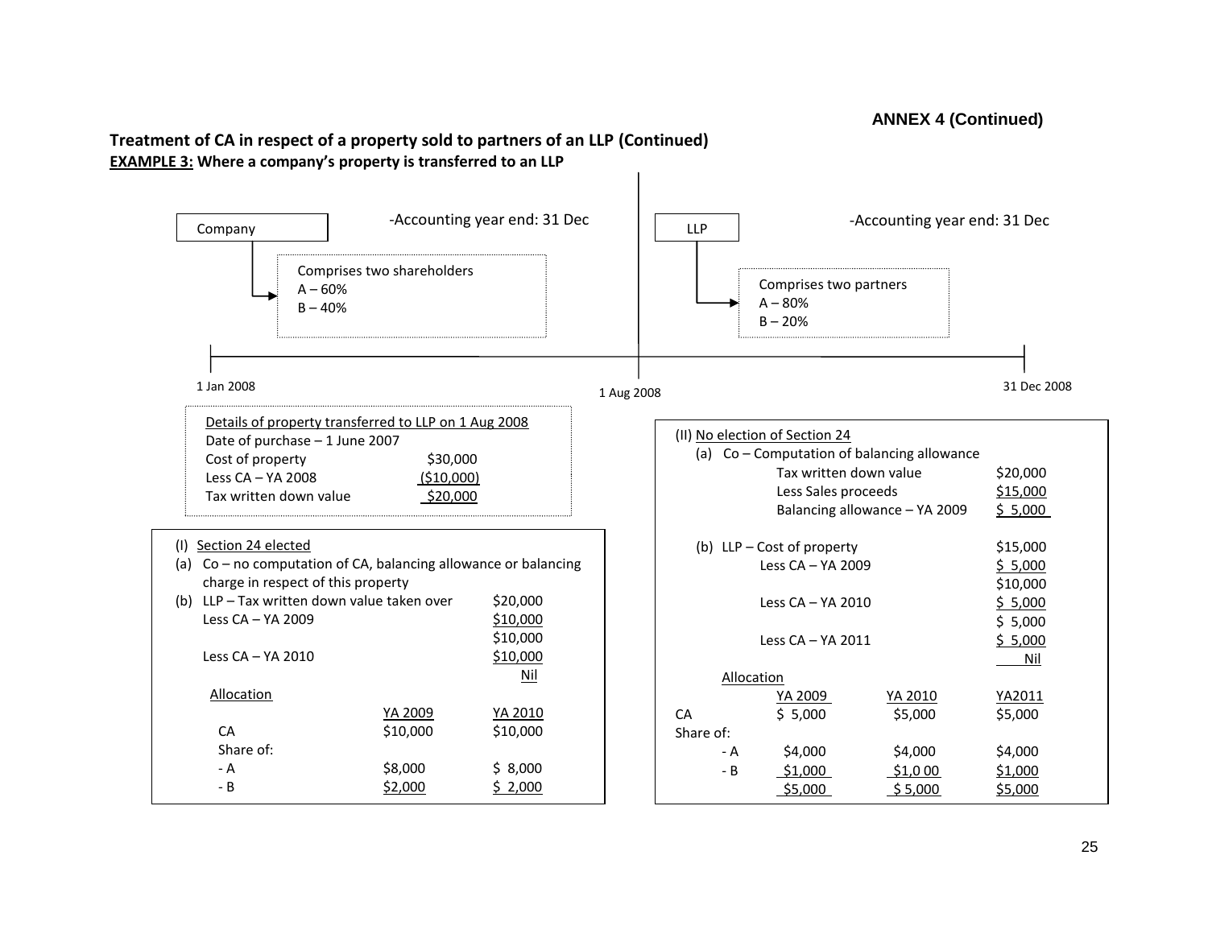**Treatment of CA in respect of a property sold to partners of an LLP (Continued)**

**EXAMPLE 3: Where a company's property is transferred to an LLP**

Company — Accounting year end: 31 Dec

Comprises two shareholders
A – 60%
B – 40%

LLP — Accounting year end: 31 Dec

Comprises two partners
A – 80%
B – 20%

1 Jan 2008 — 1 Aug 2008 — 31 Dec 2008

**Details of property transferred to LLP on 1 Aug 2008**

| | |
|---|---|
| Date of purchase – 1 June 2007 | |
| Cost of property | $30,000 |
| Less CA – YA 2008 | ($10,000) |
| Tax written down value | $20,000 |

**(I) Section 24 elected**

(a) Co – no computation of CA, balancing allowance or balancing charge in respect of this property

(b) LLP – Tax written down value taken over

| | |
|---|---|
| LLP – Tax written down value taken over | $20,000 |
| Less CA – YA 2009 | $10,000 |
| | $10,000 |
| Less CA – YA 2010 | $10,000 |
| | Nil |

Allocation

| | YA 2009 | YA 2010 |
|---|---|---|
| CA | $10,000 | $10,000 |
| Share of: | | |
| - A | $8,000 | $ 8,000 |
| - B | $2,000 | $ 2,000 |

**(II) No election of Section 24**

(a) Co – Computation of balancing allowance

| | |
|---|---|
| Tax written down value | $20,000 |
| Less Sales proceeds | $15,000 |
| Balancing allowance – YA 2009 | $ 5,000 |

(b) LLP – Cost of property

| | |
|---|---|
| LLP – Cost of property | $15,000 |
| Less CA – YA 2009 | $ 5,000 |
| | $10,000 |
| Less CA – YA 2010 | $ 5,000 |
| | $ 5,000 |
| Less CA – YA 2011 | $ 5,000 |
| | Nil |

Allocation

| | YA 2009 | YA 2010 | YA2011 |
|---|---|---|---|
| CA | $ 5,000 | $5,000 | $5,000 |
| Share of: | | | |
| - A | $4,000 | $4,000 | $4,000 |
| - B | $1,000 | $1,0 00 | $1,000 |
| | $5,000 | $ 5,000 | $5,000 |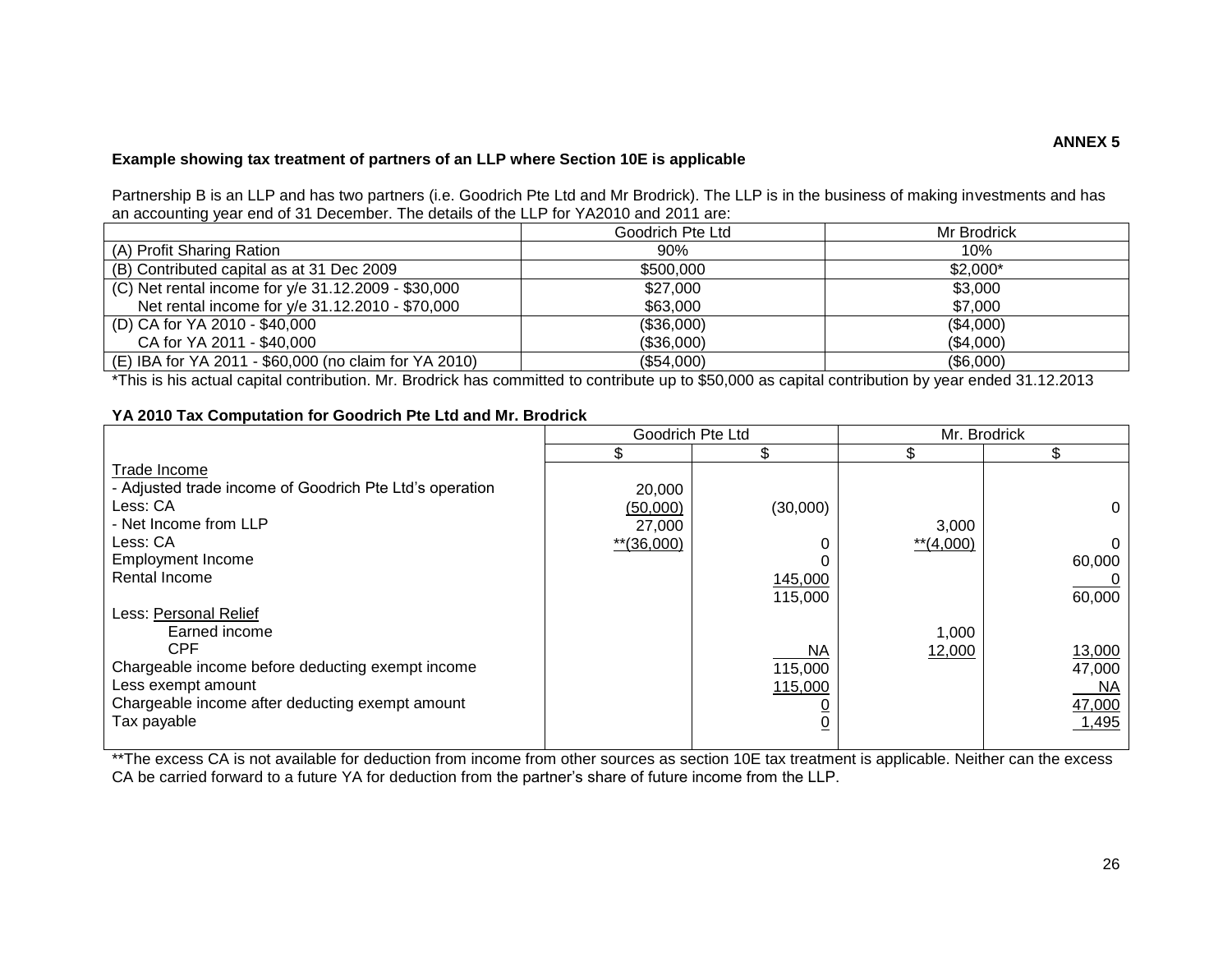**ANNEX 5**

**Example showing tax treatment of partners of an LLP where Section 10E is applicable**

Partnership B is an LLP and has two partners (i.e. Goodrich Pte Ltd and Mr Brodrick). The LLP is in the business of making investments and has an accounting year end of 31 December. The details of the LLP for YA2010 and 2011 are:

| | Goodrich Pte Ltd | Mr Brodrick |
|---|---|---|
| (A) Profit Sharing Ration | 90% | 10% |
| (B) Contributed capital as at 31 Dec 2009 | $500,000 | $2,000* |
| (C) Net rental income for y/e 31.12.2009 - $30,000<br>Net rental income for y/e 31.12.2010 - $70,000 | $27,000<br>$63,000 | $3,000<br>$7,000 |
| (D) CA for YA 2010 - $40,000<br>CA for YA 2011 - $40,000 | ($36,000)<br>($36,000) | ($4,000)<br>($4,000) |
| (E) IBA for YA 2011 - $60,000 (no claim for YA 2010) | ($54,000) | ($6,000) |

*This is his actual capital contribution. Mr. Brodrick has committed to contribute up to $50,000 as capital contribution by year ended 31.12.2013

**YA 2010 Tax Computation for Goodrich Pte Ltd and Mr. Brodrick**

| | Goodrich Pte Ltd | | Mr. Brodrick | |
|---|---|---|---|---|
| | $ | $ | $ | $ |
| Trade Income | | | | |
| - Adjusted trade income of Goodrich Pte Ltd's operation | 20,000 | | | |
| Less: CA | (50,000) | (30,000) | | 0 |
| - Net Income from LLP | 27,000 | | 3,000 | |
| Less: CA | **(36,000) | 0 | **(4,000) | 0 |
| Employment Income | | 0 | | 60,000 |
| Rental Income | | 145,000 | | 0 |
| | | 115,000 | | 60,000 |
| Less: Personal Relief | | | | |
| Earned income | | | 1,000 | |
| CPF | | NA | 12,000 | 13,000 |
| Chargeable income before deducting exempt income | | 115,000 | | 47,000 |
| Less exempt amount | | 115,000 | | NA |
| Chargeable income after deducting exempt amount | | 0 | | 47,000 |
| Tax payable | | 0 | | 1,495 |

**The excess CA is not available for deduction from income from other sources as section 10E tax treatment is applicable. Neither can the excess CA be carried forward to a future YA for deduction from the partner's share of future income from the LLP.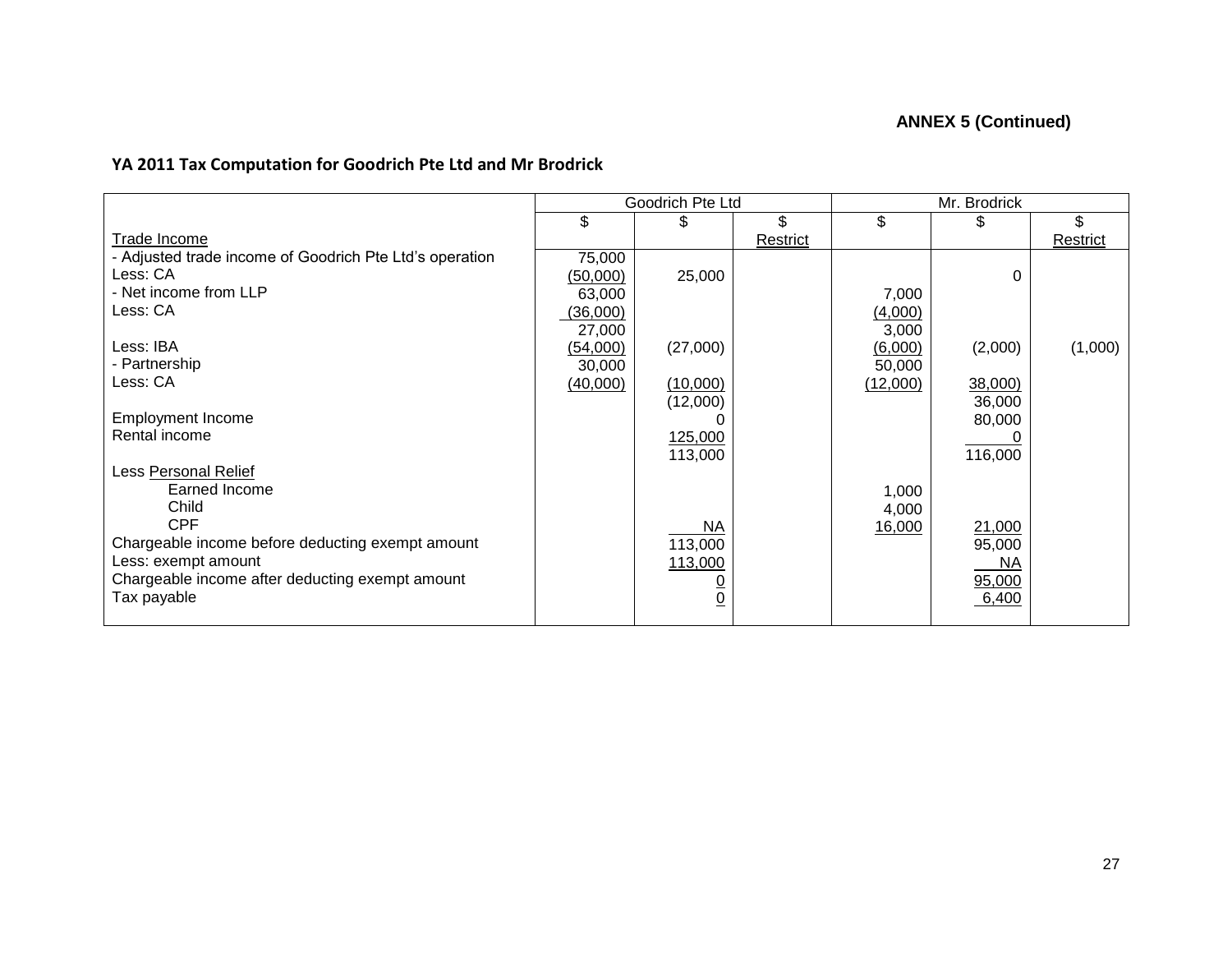**ANNEX 5 (Continued)**

**YA 2011 Tax Computation for Goodrich Pte Ltd and Mr Brodrick**

| | Goodrich Pte Ltd | | | Mr. Brodrick | | |
|---|---|---|---|---|---|---|
| | $ | $ | $ | $ | $ | $ |
| Trade Income | | | Restrict | | | Restrict |
| - Adjusted trade income of Goodrich Pte Ltd's operation | 75,000 | | | | | |
| Less: CA | (50,000) | 25,000 | | | 0 | |
| - Net income from LLP | 63,000 | | | 7,000 | | |
| Less: CA | (36,000) | | | (4,000) | | |
| | 27,000 | | | 3,000 | | |
| Less: IBA | (54,000) | (27,000) | | (6,000) | (2,000) | (1,000) |
| - Partnership | 30,000 | | | 50,000 | | |
| Less: CA | (40,000) | (10,000) | | (12,000) | 38,000) | |
| | | (12,000) | | | 36,000 | |
| Employment Income | | 0 | | | 80,000 | |
| Rental income | | 125,000 | | | 0 | |
| | | 113,000 | | | 116,000 | |
| Less Personal Relief | | | | | | |
| Earned Income | | | | 1,000 | | |
| Child | | | | 4,000 | | |
| CPF | | NA | | 16,000 | 21,000 | |
| Chargeable income before deducting exempt amount | | 113,000 | | | 95,000 | |
| Less: exempt amount | | 113,000 | | | NA | |
| Chargeable income after deducting exempt amount | | 0 | | | 95,000 | |
| Tax payable | | 0 | | | 6,400 | |